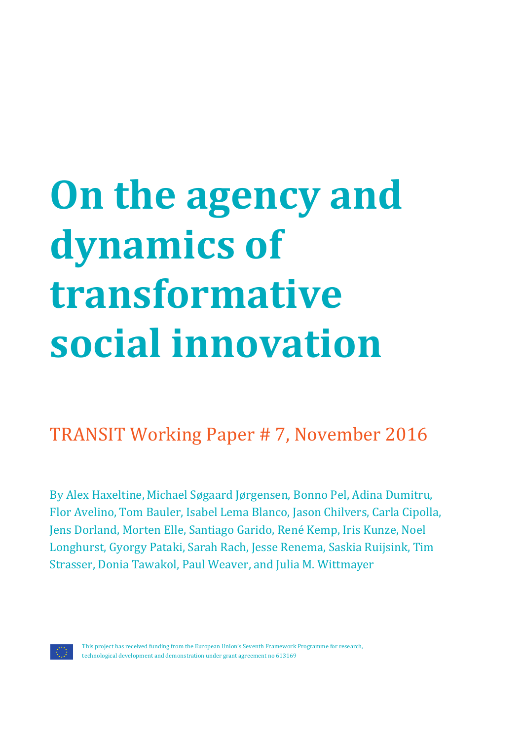# On the agency and dynamics of transformative social innovation

TRANSIT Working Paper # 7, November 2016

By Alex Haxeltine, Michael Søgaard Jørgensen, Bonno Pel, Adina Dumitru, Flor Avelino, Tom Bauler, Isabel Lema Blanco, Jason Chilvers, Carla Cipolla, Jens Dorland, Morten Elle, Santiago Garido, René Kemp, Iris Kunze, Noel Longhurst, Gyorgy Pataki, Sarah Rach, Jesse Renema, Saskia Ruijsink, Tim Strasser, Donia Tawakol, Paul Weaver, and Julia M. Wittmayer

This project has received funding from the European Union's Seventh Framework Programme for research, technological development and demonstration under grant agreement no 613169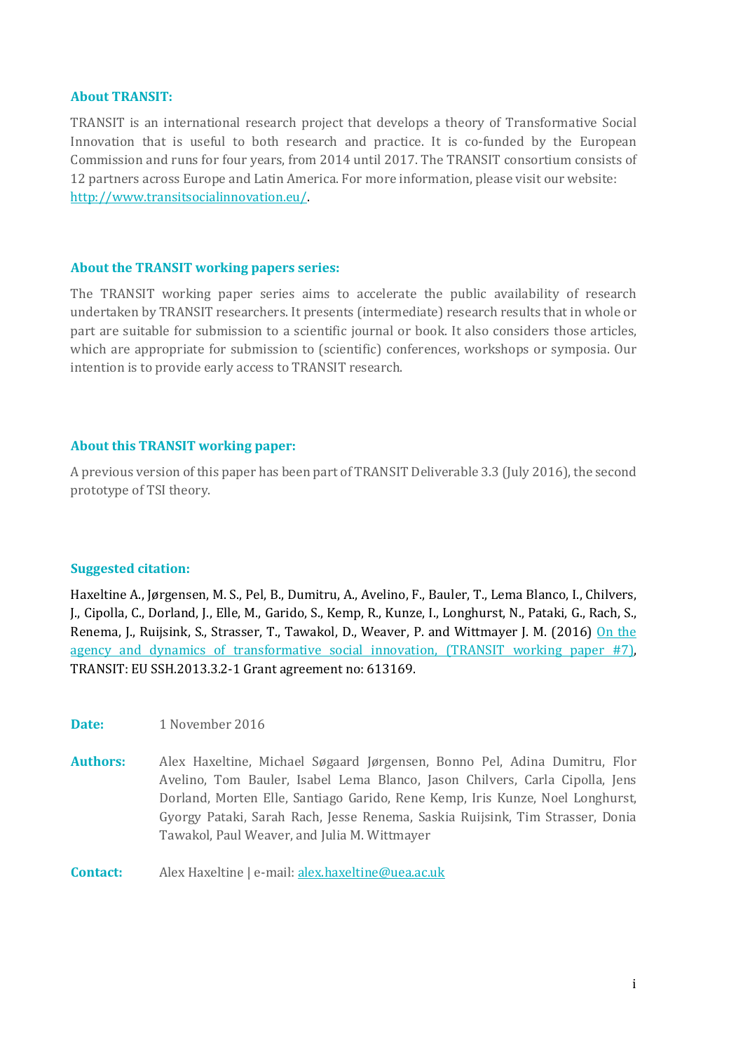## About TRANSIT:

TRANSIT is an international research project that develops a theory of Transformative Social Innovation that is useful to both research and practice. It is co-funded by the European Commission and runs for four years, from 2014 until 2017. The TRANSIT consortium consists of 12 partners across Europe and Latin America. For more information, please visit our website: [http://www.transitsocialinnovation.eu/](http://www.transitsocialinnovation.eu/).

## About the TRANSIT working papers series:

The TRANSIT working paper series aims to accelerate the public availability of research undertaken by TRANSIT researchers. It presents (intermediate) research results that in whole or part are suitable for submission to a scientific journal or book. It also considers those articles, which are appropriate for submission to (scientific) conferences, workshops or symposia. Our intention is to provide early access to TRANSIT research.

## About this TRANSIT working paper:

A previous version of this paper has been part of TRANSIT Deliverable 3.3 (July 2016), the second prototype of TSI theory.

## Suggested citation:

Haxeltine A., Jørgensen, M. S., Pel, B., Dumitru, A., Avelino, F., Bauler, T., Lema Blanco, I., Chilvers, J., Cipolla, C., Dorland, J., Elle, M., Garido, S., Kemp, R., Kunze, I., Longhurst, N., Pataki, G., Rach, S., Renema, J., Ruijsink, S., Strasser, T., Tawakol, D., Weaver, P. and Wittmayer J. M. (2016) On the agency and dynamics of transformative social innovation, (TRANSIT working paper #7), TRANSIT: EU SSH.2013.3.2-1 Grant agreement no: 613169.

**Date:** 1 November 2016

**Authors:** Alex Haxeltine, Michael Søgaard Jørgensen, Bonno Pel, Adina Dumitru, Flor Avelino, Tom Bauler, Isabel Lema Blanco, Jason Chilvers, Carla Cipolla, Jens Dorland, Morten Elle, Santiago Garido, Rene Kemp, Iris Kunze, Noel Longhurst, Gyorgy Pataki, Sarah Rach, Jesse Renema, Saskia Ruijsink, Tim Strasser, Donia Tawakol, Paul Weaver, and Julia M. Wittmayer

**Contact:** Alex Haxeltine | e-mail: [alex.haxeltine@uea.ac.uk](mailto:alex.haxeltine@uea.ac.uk)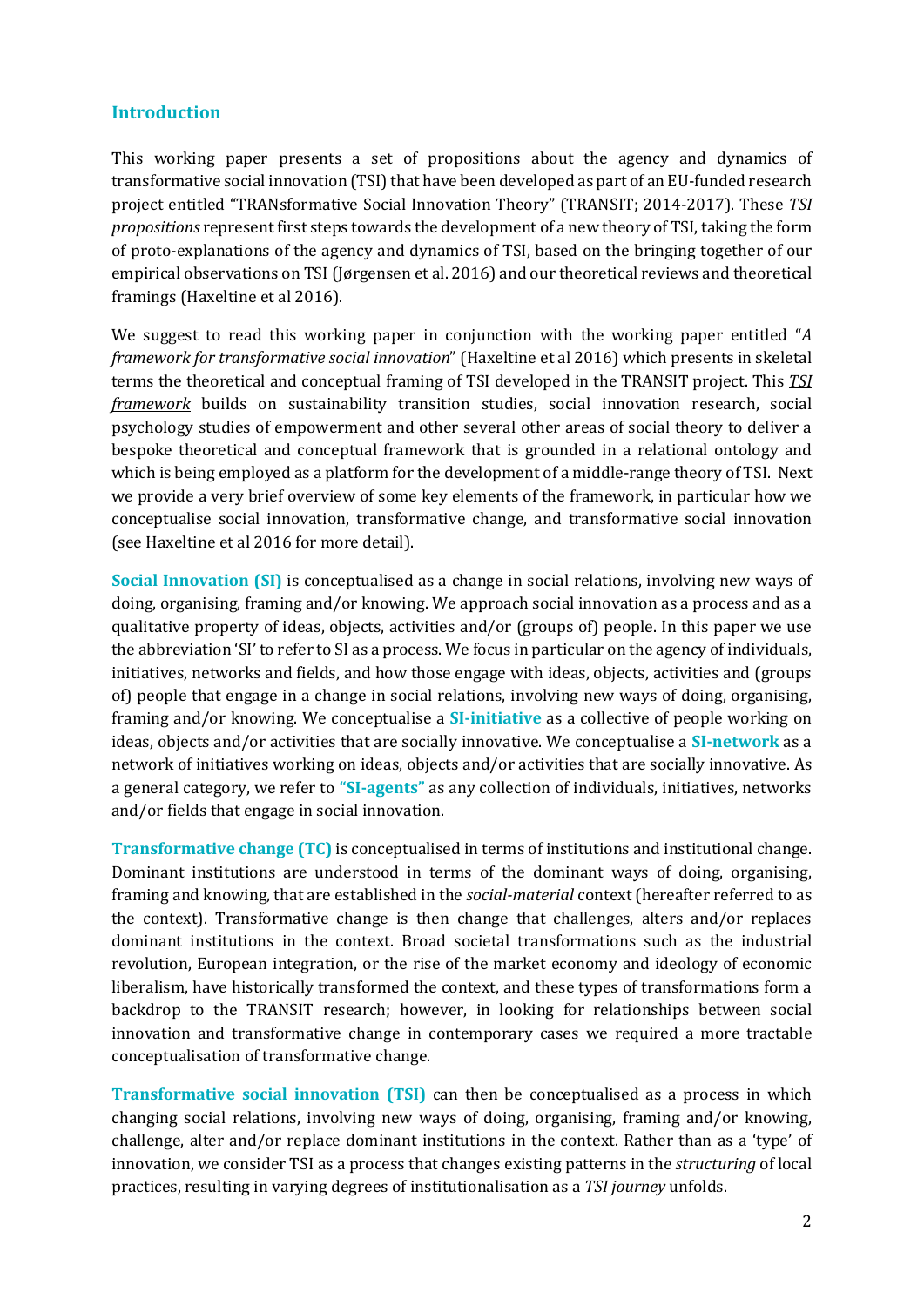## Introduction

This working paper presents a set of propositions about the agency and dynamics of transformative social innovation (TSI) that have been developed as part of an EU-funded research project entitled "TRANsformative Social Innovation Theory" (TRANSIT; 2014-2017). These *TSI propositions* represent first steps towards the development of a new theory of TSI, taking the form of proto-explanations of the agency and dynamics of TSI, based on the bringing together of our empirical observations on TSI (Jørgensen et al. 2016) and our theoretical reviews and theoretical framings (Haxeltine et al 2016).

We suggest to read this working paper in conjunction with the working paper entitled "*A framework for transformative social innovation*" (Haxeltine et al 2016) which presents in skeletal terms the theoretical and conceptual framing of TSI developed in the TRANSIT project. This ***TSI framework*** builds on sustainability transition studies, social innovation research, social psychology studies of empowerment and other several other areas of social theory to deliver a bespoke theoretical and conceptual framework that is grounded in a relational ontology and which is being employed as a platform for the development of a middle-range theory of TSI. Next we provide a very brief overview of some key elements of the framework, in particular how we conceptualise social innovation, transformative change, and transformative social innovation (see Haxeltine et al 2016 for more detail).

**Social Innovation (SI)** is conceptualised as a change in social relations, involving new ways of doing, organising, framing and/or knowing. We approach social innovation as a process and as a qualitative property of ideas, objects, activities and/or (groups of) people. In this paper we use the abbreviation 'SI' to refer to SI as a process. We focus in particular on the agency of individuals, initiatives, networks and fields, and how those engage with ideas, objects, activities and (groups of) people that engage in a change in social relations, involving new ways of doing, organising, framing and/or knowing. We conceptualise a **SI-initiative** as a collective of people working on ideas, objects and/or activities that are socially innovative. We conceptualise a **SI-network** as a network of initiatives working on ideas, objects and/or activities that are socially innovative. As a general category, we refer to **"SI-agents"** as any collection of individuals, initiatives, networks and/or fields that engage in social innovation.

**Transformative change (TC)** is conceptualised in terms of institutions and institutional change. Dominant institutions are understood in terms of the dominant ways of doing, organising, framing and knowing, that are established in the *social-material* context (hereafter referred to as the context). Transformative change is then change that challenges, alters and/or replaces dominant institutions in the context. Broad societal transformations such as the industrial revolution, European integration, or the rise of the market economy and ideology of economic liberalism, have historically transformed the context, and these types of transformations form a backdrop to the TRANSIT research; however, in looking for relationships between social innovation and transformative change in contemporary cases we required a more tractable conceptualisation of transformative change.

**Transformative social innovation (TSI)** can then be conceptualised as a process in which changing social relations, involving new ways of doing, organising, framing and/or knowing, challenge, alter and/or replace dominant institutions in the context. Rather than as a 'type' of innovation, we consider TSI as a process that changes existing patterns in the *structuring* of local practices, resulting in varying degrees of institutionalisation as a *TSI journey* unfolds.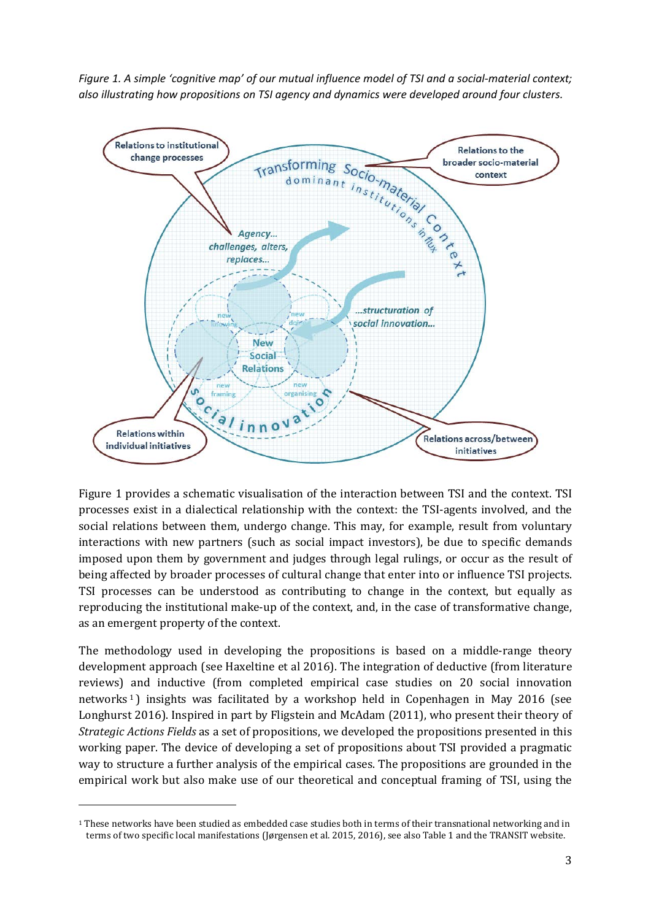*Figure 1. A simple 'cognitive map' of our mutual influence model of TSI and a social-material context; also illustrating how propositions on TSI agency and dynamics were developed around four clusters.*

Figure 1 provides a schematic visualisation of the interaction between TSI and the context. TSI processes exist in a dialectical relationship with the context: the TSI-agents involved, and the social relations between them, undergo change. This may, for example, result from voluntary interactions with new partners (such as social impact investors), be due to specific demands imposed upon them by government and judges through legal rulings, or occur as the result of being affected by broader processes of cultural change that enter into or influence TSI projects. TSI processes can be understood as contributing to change in the context, but equally as reproducing the institutional make-up of the context, and, in the case of transformative change, as an emergent property of the context.

The methodology used in developing the propositions is based on a middle-range theory development approach (see Haxeltine et al 2016). The integration of deductive (from literature reviews) and inductive (from completed empirical case studies on 20 social innovation networks[1]) insights was facilitated by a workshop held in Copenhagen in May 2016 (see Longhurst 2016). Inspired in part by Fligstein and McAdam (2011), who present their theory of *Strategic Actions Fields* as a set of propositions, we developed the propositions presented in this working paper. The device of developing a set of propositions about TSI provided a pragmatic way to structure a further analysis of the empirical cases. The propositions are grounded in the empirical work but also make use of our theoretical and conceptual framing of TSI, using the

[1] These networks have been studied as embedded case studies both in terms of their transnational networking and in terms of two specific local manifestations (Jørgensen et al. 2015, 2016), see also Table 1 and the TRANSIT website.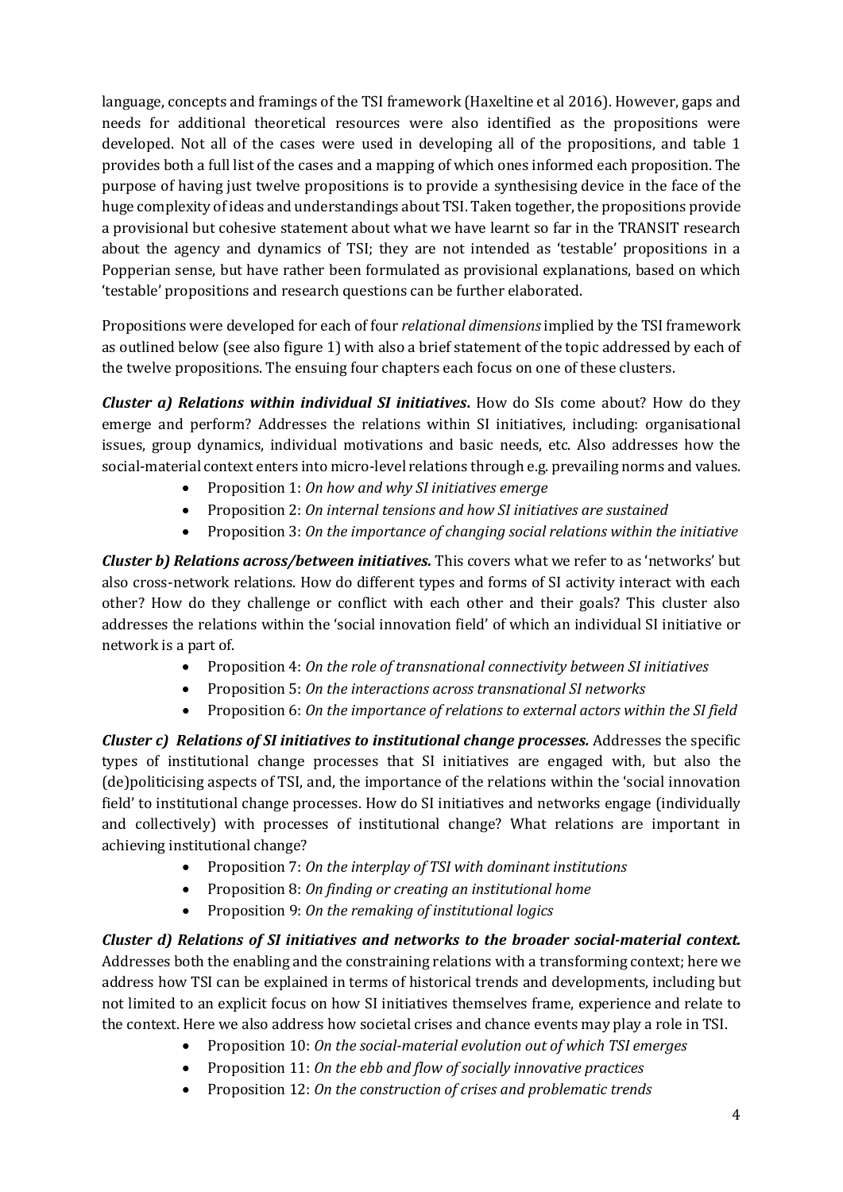language, concepts and framings of the TSI framework (Haxeltine et al 2016). However, gaps and needs for additional theoretical resources were also identified as the propositions were developed. Not all of the cases were used in developing all of the propositions, and table 1 provides both a full list of the cases and a mapping of which ones informed each proposition. The purpose of having just twelve propositions is to provide a synthesising device in the face of the huge complexity of ideas and understandings about TSI. Taken together, the propositions provide a provisional but cohesive statement about what we have learnt so far in the TRANSIT research about the agency and dynamics of TSI; they are not intended as 'testable' propositions in a Popperian sense, but have rather been formulated as provisional explanations, based on which 'testable' propositions and research questions can be further elaborated.

Propositions were developed for each of four *relational dimensions* implied by the TSI framework as outlined below (see also figure 1) with also a brief statement of the topic addressed by each of the twelve propositions. The ensuing four chapters each focus on one of these clusters.

***Cluster a) Relations within individual SI initiatives.*** How do SIs come about? How do they emerge and perform? Addresses the relations within SI initiatives, including: organisational issues, group dynamics, individual motivations and basic needs, etc. Also addresses how the social-material context enters into micro-level relations through e.g. prevailing norms and values.

- Proposition 1: *On how and why SI initiatives emerge*
- Proposition 2: *On internal tensions and how SI initiatives are sustained*
- Proposition 3: *On the importance of changing social relations within the initiative*

***Cluster b) Relations across/between initiatives.*** This covers what we refer to as 'networks' but also cross-network relations. How do different types and forms of SI activity interact with each other? How do they challenge or conflict with each other and their goals? This cluster also addresses the relations within the 'social innovation field' of which an individual SI initiative or network is a part of.

- Proposition 4: *On the role of transnational connectivity between SI initiatives*
- Proposition 5: *On the interactions across transnational SI networks*
- Proposition 6: *On the importance of relations to external actors within the SI field*

***Cluster c) Relations of SI initiatives to institutional change processes.*** Addresses the specific types of institutional change processes that SI initiatives are engaged with, but also the (de)politicising aspects of TSI, and, the importance of the relations within the 'social innovation field' to institutional change processes. How do SI initiatives and networks engage (individually and collectively) with processes of institutional change? What relations are important in achieving institutional change?

- Proposition 7: *On the interplay of TSI with dominant institutions*
- Proposition 8: *On finding or creating an institutional home*
- Proposition 9: *On the remaking of institutional logics*

***Cluster d) Relations of SI initiatives and networks to the broader social-material context.*** Addresses both the enabling and the constraining relations with a transforming context; here we address how TSI can be explained in terms of historical trends and developments, including but not limited to an explicit focus on how SI initiatives themselves frame, experience and relate to the context. Here we also address how societal crises and chance events may play a role in TSI.

- Proposition 10: *On the social-material evolution out of which TSI emerges*
- Proposition 11: *On the ebb and flow of socially innovative practices*
- Proposition 12: *On the construction of crises and problematic trends*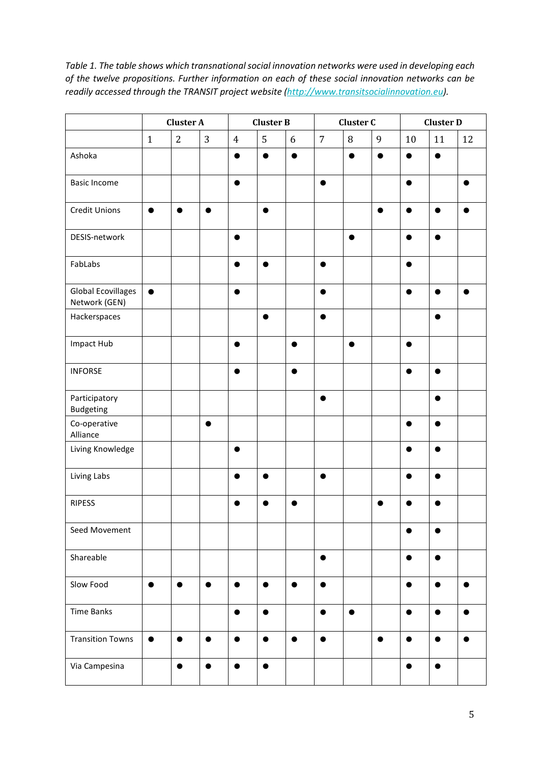*Table 1. The table shows which transnational social innovation networks were used in developing each of the twelve propositions. Further information on each of these social innovation networks can be readily accessed through the TRANSIT project website ([http://www.transitsocialinnovation.eu](http://www.transitsocialinnovation.eu)).*

| | Cluster A | | | Cluster B | | | Cluster C | | | Cluster D | | |
|---|---|---|---|---|---|---|---|---|---|---|---|---|
| | 1 | 2 | 3 | 4 | 5 | 6 | 7 | 8 | 9 | 10 | 11 | 12 |
| Ashoka | | | | ● | ● | ● | | ● | ● | ● | ● | |
| Basic Income | | | | ● | | | ● | | | ● | | ● |
| Credit Unions | ● | ● | ● | | ● | | | | ● | ● | ● | ● |
| DESIS-network | | | | ● | | | | ● | | ● | ● | |
| FabLabs | | | | ● | ● | | ● | | | ● | | |
| Global Ecovillages Network (GEN) | ● | | | ● | | | ● | | | ● | ● | ● |
| Hackerspaces | | | | | ● | | ● | | | | ● | |
| Impact Hub | | | | ● | | ● | | ● | | ● | | |
| INFORSE | | | | ● | | ● | | | | ● | ● | |
| Participatory Budgeting | | | | | | | ● | | | | ● | |
| Co-operative Alliance | | | ● | | | | | | | ● | ● | |
| Living Knowledge | | | | ● | | | | | | ● | ● | |
| Living Labs | | | | ● | ● | | ● | | | ● | ● | |
| RIPESS | | | | ● | ● | ● | | | ● | ● | ● | |
| Seed Movement | | | | | | | | | | ● | ● | |
| Shareable | | | | | | | ● | | | ● | ● | |
| Slow Food | ● | ● | ● | ● | ● | ● | ● | | | ● | ● | ● |
| Time Banks | | | | ● | ● | | ● | ● | | ● | ● | ● |
| Transition Towns | ● | ● | ● | ● | ● | ● | ● | | ● | ● | ● | ● |
| Via Campesina | | ● | ● | ● | ● | | | | | ● | ● | |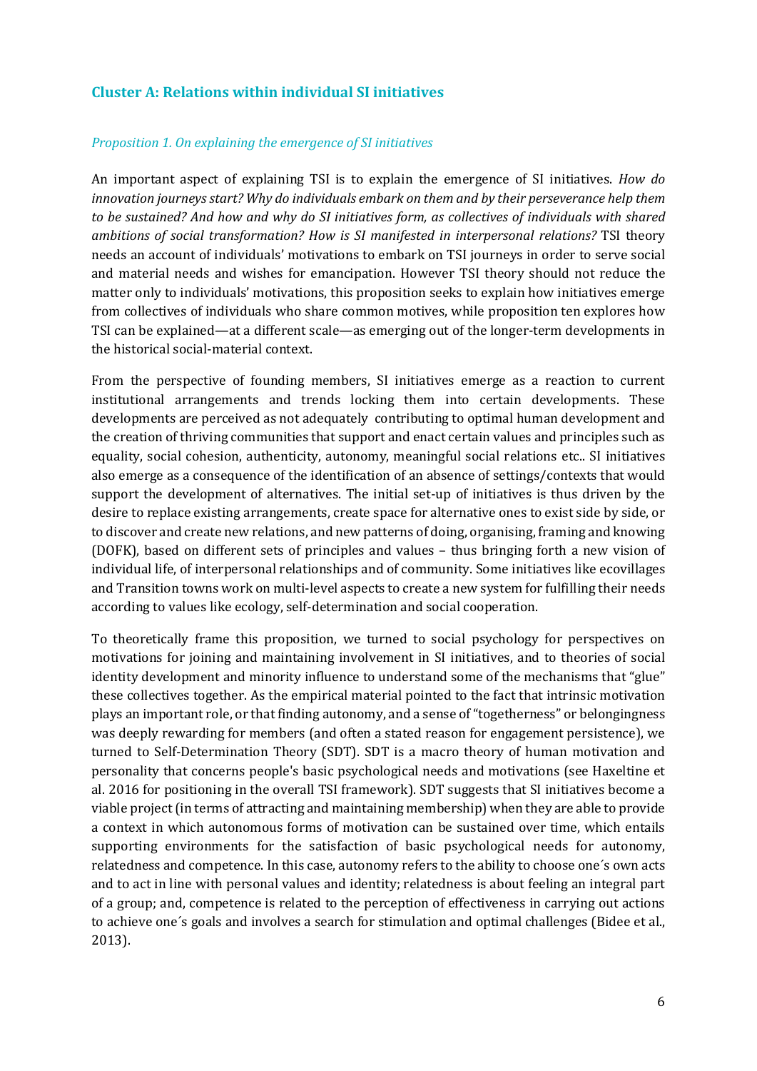## Cluster A: Relations within individual SI initiatives

### *Proposition 1. On explaining the emergence of SI initiatives*

An important aspect of explaining TSI is to explain the emergence of SI initiatives. *How do innovation journeys start? Why do individuals embark on them and by their perseverance help them to be sustained? And how and why do SI initiatives form, as collectives of individuals with shared ambitions of social transformation? How is SI manifested in interpersonal relations?* TSI theory needs an account of individuals' motivations to embark on TSI journeys in order to serve social and material needs and wishes for emancipation. However TSI theory should not reduce the matter only to individuals' motivations, this proposition seeks to explain how initiatives emerge from collectives of individuals who share common motives, while proposition ten explores how TSI can be explained—at a different scale—as emerging out of the longer-term developments in the historical social-material context.

From the perspective of founding members, SI initiatives emerge as a reaction to current institutional arrangements and trends locking them into certain developments. These developments are perceived as not adequately contributing to optimal human development and the creation of thriving communities that support and enact certain values and principles such as equality, social cohesion, authenticity, autonomy, meaningful social relations etc.. SI initiatives also emerge as a consequence of the identification of an absence of settings/contexts that would support the development of alternatives. The initial set-up of initiatives is thus driven by the desire to replace existing arrangements, create space for alternative ones to exist side by side, or to discover and create new relations, and new patterns of doing, organising, framing and knowing (DOFK), based on different sets of principles and values – thus bringing forth a new vision of individual life, of interpersonal relationships and of community. Some initiatives like ecovillages and Transition towns work on multi-level aspects to create a new system for fulfilling their needs according to values like ecology, self-determination and social cooperation.

To theoretically frame this proposition, we turned to social psychology for perspectives on motivations for joining and maintaining involvement in SI initiatives, and to theories of social identity development and minority influence to understand some of the mechanisms that "glue" these collectives together. As the empirical material pointed to the fact that intrinsic motivation plays an important role, or that finding autonomy, and a sense of "togetherness" or belongingness was deeply rewarding for members (and often a stated reason for engagement persistence), we turned to Self-Determination Theory (SDT). SDT is a macro theory of human motivation and personality that concerns people's basic psychological needs and motivations (see Haxeltine et al. 2016 for positioning in the overall TSI framework). SDT suggests that SI initiatives become a viable project (in terms of attracting and maintaining membership) when they are able to provide a context in which autonomous forms of motivation can be sustained over time, which entails supporting environments for the satisfaction of basic psychological needs for autonomy, relatedness and competence. In this case, autonomy refers to the ability to choose one´s own acts and to act in line with personal values and identity; relatedness is about feeling an integral part of a group; and, competence is related to the perception of effectiveness in carrying out actions to achieve one´s goals and involves a search for stimulation and optimal challenges (Bidee et al., 2013).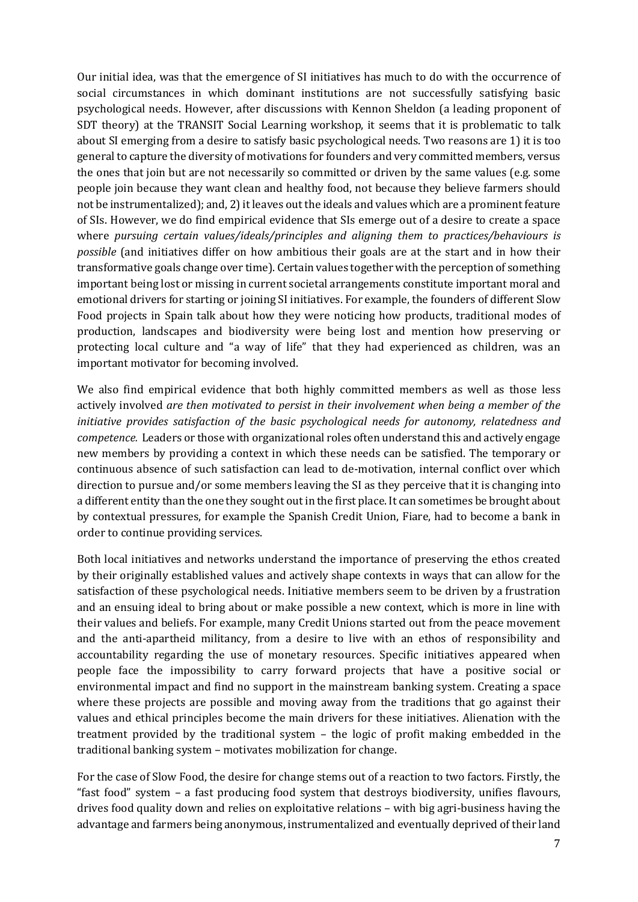Our initial idea, was that the emergence of SI initiatives has much to do with the occurrence of social circumstances in which dominant institutions are not successfully satisfying basic psychological needs. However, after discussions with Kennon Sheldon (a leading proponent of SDT theory) at the TRANSIT Social Learning workshop, it seems that it is problematic to talk about SI emerging from a desire to satisfy basic psychological needs. Two reasons are 1) it is too general to capture the diversity of motivations for founders and very committed members, versus the ones that join but are not necessarily so committed or driven by the same values (e.g. some people join because they want clean and healthy food, not because they believe farmers should not be instrumentalized); and, 2) it leaves out the ideals and values which are a prominent feature of SIs. However, we do find empirical evidence that SIs emerge out of a desire to create a space where *pursuing certain values/ideals/principles and aligning them to practices/behaviours is possible* (and initiatives differ on how ambitious their goals are at the start and in how their transformative goals change over time). Certain values together with the perception of something important being lost or missing in current societal arrangements constitute important moral and emotional drivers for starting or joining SI initiatives. For example, the founders of different Slow Food projects in Spain talk about how they were noticing how products, traditional modes of production, landscapes and biodiversity were being lost and mention how preserving or protecting local culture and "a way of life" that they had experienced as children, was an important motivator for becoming involved.

We also find empirical evidence that both highly committed members as well as those less actively involved *are then motivated to persist in their involvement when being a member of the initiative provides satisfaction of the basic psychological needs for autonomy, relatedness and competence.* Leaders or those with organizational roles often understand this and actively engage new members by providing a context in which these needs can be satisfied. The temporary or continuous absence of such satisfaction can lead to de-motivation, internal conflict over which direction to pursue and/or some members leaving the SI as they perceive that it is changing into a different entity than the one they sought out in the first place. It can sometimes be brought about by contextual pressures, for example the Spanish Credit Union, Fiare, had to become a bank in order to continue providing services.

Both local initiatives and networks understand the importance of preserving the ethos created by their originally established values and actively shape contexts in ways that can allow for the satisfaction of these psychological needs. Initiative members seem to be driven by a frustration and an ensuing ideal to bring about or make possible a new context, which is more in line with their values and beliefs. For example, many Credit Unions started out from the peace movement and the anti-apartheid militancy, from a desire to live with an ethos of responsibility and accountability regarding the use of monetary resources. Specific initiatives appeared when people face the impossibility to carry forward projects that have a positive social or environmental impact and find no support in the mainstream banking system. Creating a space where these projects are possible and moving away from the traditions that go against their values and ethical principles become the main drivers for these initiatives. Alienation with the treatment provided by the traditional system – the logic of profit making embedded in the traditional banking system – motivates mobilization for change.

For the case of Slow Food, the desire for change stems out of a reaction to two factors. Firstly, the "fast food" system – a fast producing food system that destroys biodiversity, unifies flavours, drives food quality down and relies on exploitative relations – with big agri-business having the advantage and farmers being anonymous, instrumentalized and eventually deprived of their land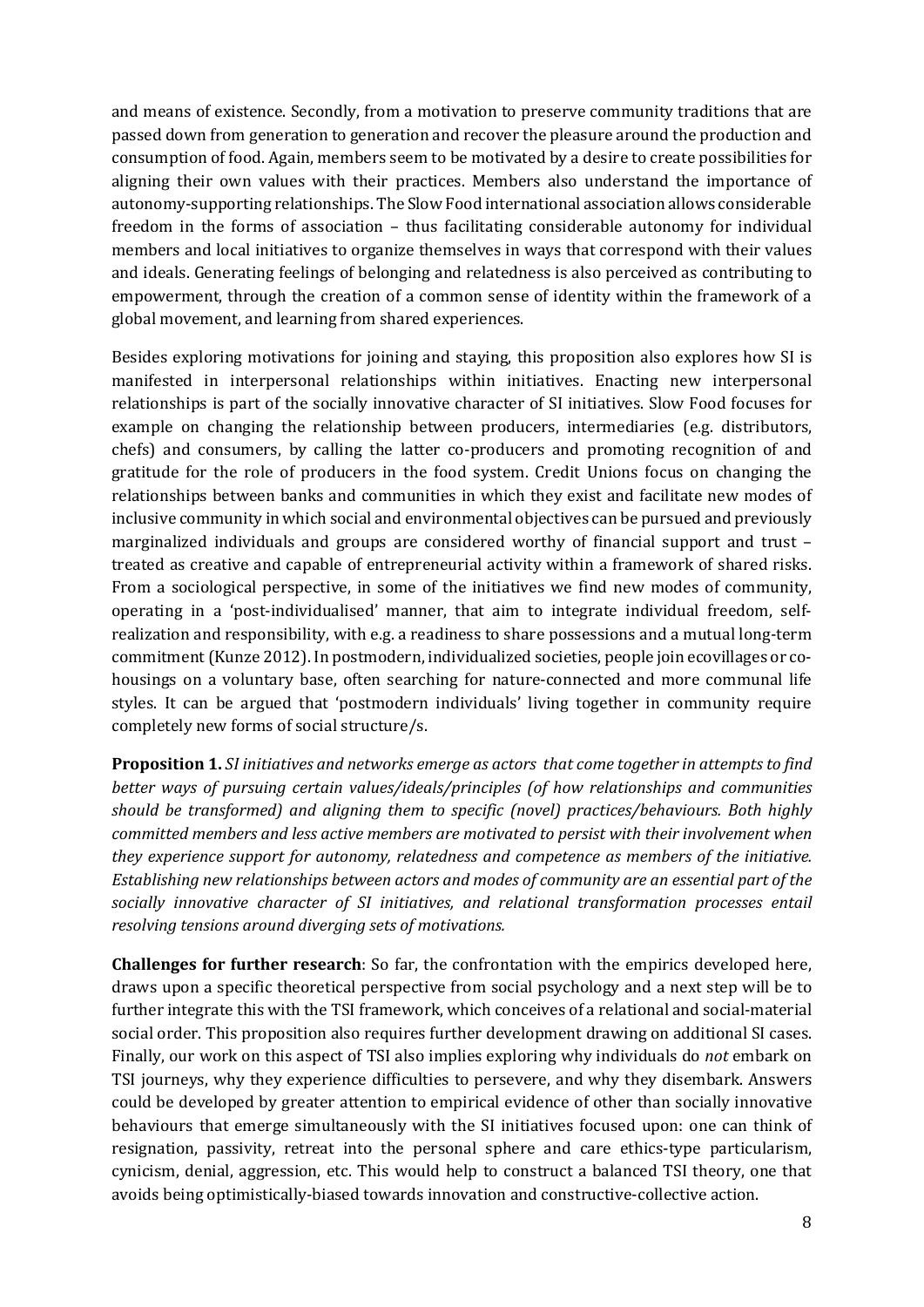and means of existence. Secondly, from a motivation to preserve community traditions that are passed down from generation to generation and recover the pleasure around the production and consumption of food. Again, members seem to be motivated by a desire to create possibilities for aligning their own values with their practices. Members also understand the importance of autonomy-supporting relationships. The Slow Food international association allows considerable freedom in the forms of association – thus facilitating considerable autonomy for individual members and local initiatives to organize themselves in ways that correspond with their values and ideals. Generating feelings of belonging and relatedness is also perceived as contributing to empowerment, through the creation of a common sense of identity within the framework of a global movement, and learning from shared experiences.

Besides exploring motivations for joining and staying, this proposition also explores how SI is manifested in interpersonal relationships within initiatives. Enacting new interpersonal relationships is part of the socially innovative character of SI initiatives. Slow Food focuses for example on changing the relationship between producers, intermediaries (e.g. distributors, chefs) and consumers, by calling the latter co-producers and promoting recognition of and gratitude for the role of producers in the food system. Credit Unions focus on changing the relationships between banks and communities in which they exist and facilitate new modes of inclusive community in which social and environmental objectives can be pursued and previously marginalized individuals and groups are considered worthy of financial support and trust – treated as creative and capable of entrepreneurial activity within a framework of shared risks. From a sociological perspective, in some of the initiatives we find new modes of community, operating in a 'post-individualised' manner, that aim to integrate individual freedom, self-realization and responsibility, with e.g. a readiness to share possessions and a mutual long-term commitment (Kunze 2012). In postmodern, individualized societies, people join ecovillages or co-housings on a voluntary base, often searching for nature-connected and more communal life styles. It can be argued that 'postmodern individuals' living together in community require completely new forms of social structure/s.

**Proposition 1.** *SI initiatives and networks emerge as actors that come together in attempts to find better ways of pursuing certain values/ideals/principles (of how relationships and communities should be transformed) and aligning them to specific (novel) practices/behaviours. Both highly committed members and less active members are motivated to persist with their involvement when they experience support for autonomy, relatedness and competence as members of the initiative. Establishing new relationships between actors and modes of community are an essential part of the socially innovative character of SI initiatives, and relational transformation processes entail resolving tensions around diverging sets of motivations.*

**Challenges for further research**: So far, the confrontation with the empirics developed here, draws upon a specific theoretical perspective from social psychology and a next step will be to further integrate this with the TSI framework, which conceives of a relational and social-material social order. This proposition also requires further development drawing on additional SI cases. Finally, our work on this aspect of TSI also implies exploring why individuals do *not* embark on TSI journeys, why they experience difficulties to persevere, and why they disembark. Answers could be developed by greater attention to empirical evidence of other than socially innovative behaviours that emerge simultaneously with the SI initiatives focused upon: one can think of resignation, passivity, retreat into the personal sphere and care ethics-type particularism, cynicism, denial, aggression, etc. This would help to construct a balanced TSI theory, one that avoids being optimistically-biased towards innovation and constructive-collective action.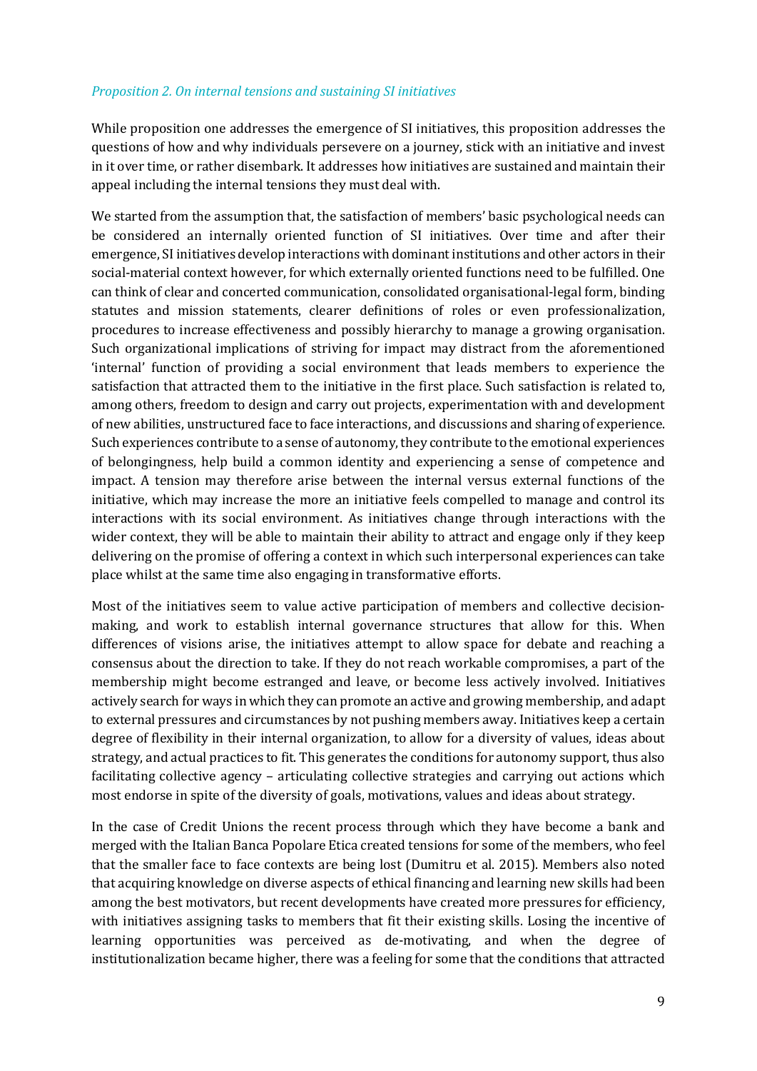*Proposition 2. On internal tensions and sustaining SI initiatives*

While proposition one addresses the emergence of SI initiatives, this proposition addresses the questions of how and why individuals persevere on a journey, stick with an initiative and invest in it over time, or rather disembark. It addresses how initiatives are sustained and maintain their appeal including the internal tensions they must deal with.

We started from the assumption that, the satisfaction of members' basic psychological needs can be considered an internally oriented function of SI initiatives. Over time and after their emergence, SI initiatives develop interactions with dominant institutions and other actors in their social-material context however, for which externally oriented functions need to be fulfilled. One can think of clear and concerted communication, consolidated organisational-legal form, binding statutes and mission statements, clearer definitions of roles or even professionalization, procedures to increase effectiveness and possibly hierarchy to manage a growing organisation. Such organizational implications of striving for impact may distract from the aforementioned 'internal' function of providing a social environment that leads members to experience the satisfaction that attracted them to the initiative in the first place. Such satisfaction is related to, among others, freedom to design and carry out projects, experimentation with and development of new abilities, unstructured face to face interactions, and discussions and sharing of experience. Such experiences contribute to a sense of autonomy, they contribute to the emotional experiences of belongingness, help build a common identity and experiencing a sense of competence and impact. A tension may therefore arise between the internal versus external functions of the initiative, which may increase the more an initiative feels compelled to manage and control its interactions with its social environment. As initiatives change through interactions with the wider context, they will be able to maintain their ability to attract and engage only if they keep delivering on the promise of offering a context in which such interpersonal experiences can take place whilst at the same time also engaging in transformative efforts.

Most of the initiatives seem to value active participation of members and collective decision-making, and work to establish internal governance structures that allow for this. When differences of visions arise, the initiatives attempt to allow space for debate and reaching a consensus about the direction to take. If they do not reach workable compromises, a part of the membership might become estranged and leave, or become less actively involved. Initiatives actively search for ways in which they can promote an active and growing membership, and adapt to external pressures and circumstances by not pushing members away. Initiatives keep a certain degree of flexibility in their internal organization, to allow for a diversity of values, ideas about strategy, and actual practices to fit. This generates the conditions for autonomy support, thus also facilitating collective agency – articulating collective strategies and carrying out actions which most endorse in spite of the diversity of goals, motivations, values and ideas about strategy.

In the case of Credit Unions the recent process through which they have become a bank and merged with the Italian Banca Popolare Etica created tensions for some of the members, who feel that the smaller face to face contexts are being lost (Dumitru et al. 2015). Members also noted that acquiring knowledge on diverse aspects of ethical financing and learning new skills had been among the best motivators, but recent developments have created more pressures for efficiency, with initiatives assigning tasks to members that fit their existing skills. Losing the incentive of learning opportunities was perceived as de-motivating, and when the degree of institutionalization became higher, there was a feeling for some that the conditions that attracted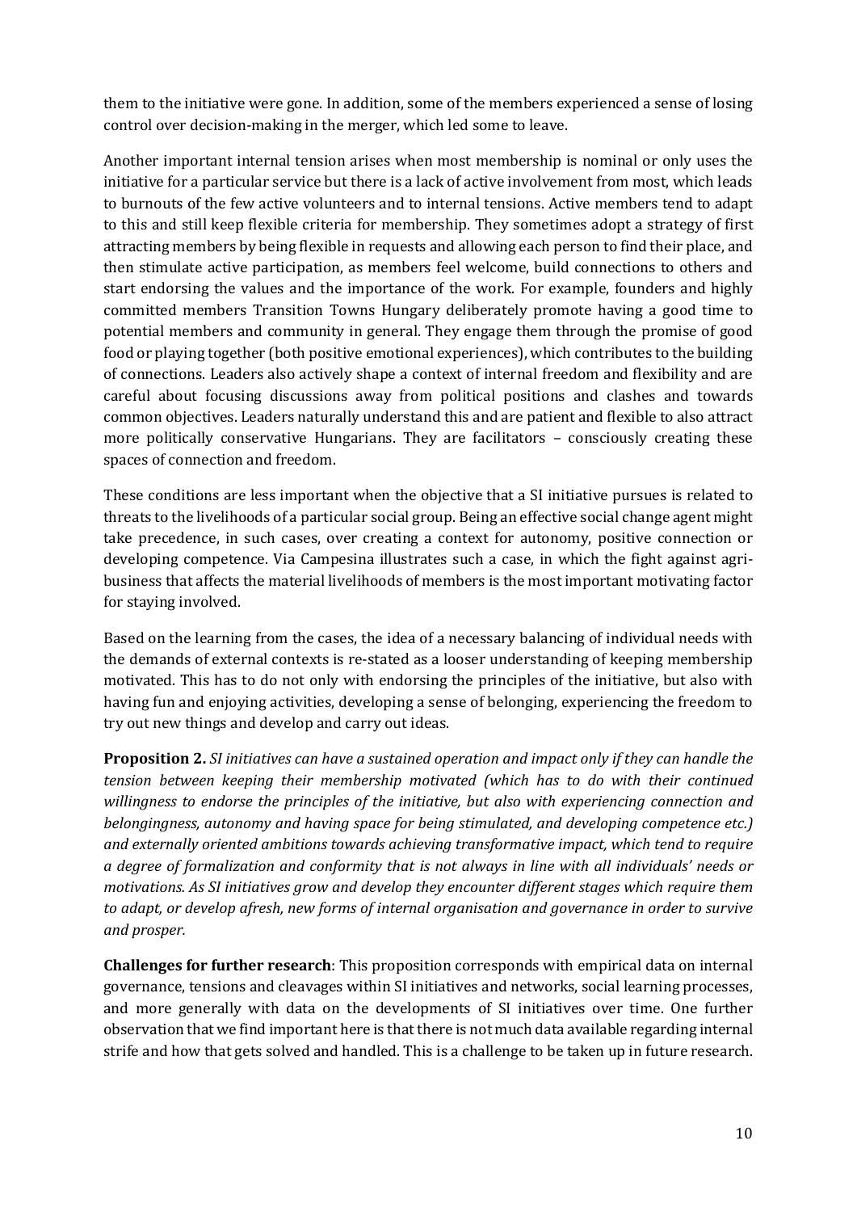them to the initiative were gone. In addition, some of the members experienced a sense of losing control over decision-making in the merger, which led some to leave.

Another important internal tension arises when most membership is nominal or only uses the initiative for a particular service but there is a lack of active involvement from most, which leads to burnouts of the few active volunteers and to internal tensions. Active members tend to adapt to this and still keep flexible criteria for membership. They sometimes adopt a strategy of first attracting members by being flexible in requests and allowing each person to find their place, and then stimulate active participation, as members feel welcome, build connections to others and start endorsing the values and the importance of the work. For example, founders and highly committed members Transition Towns Hungary deliberately promote having a good time to potential members and community in general. They engage them through the promise of good food or playing together (both positive emotional experiences), which contributes to the building of connections. Leaders also actively shape a context of internal freedom and flexibility and are careful about focusing discussions away from political positions and clashes and towards common objectives. Leaders naturally understand this and are patient and flexible to also attract more politically conservative Hungarians. They are facilitators – consciously creating these spaces of connection and freedom.

These conditions are less important when the objective that a SI initiative pursues is related to threats to the livelihoods of a particular social group. Being an effective social change agent might take precedence, in such cases, over creating a context for autonomy, positive connection or developing competence. Via Campesina illustrates such a case, in which the fight against agri-business that affects the material livelihoods of members is the most important motivating factor for staying involved.

Based on the learning from the cases, the idea of a necessary balancing of individual needs with the demands of external contexts is re-stated as a looser understanding of keeping membership motivated. This has to do not only with endorsing the principles of the initiative, but also with having fun and enjoying activities, developing a sense of belonging, experiencing the freedom to try out new things and develop and carry out ideas.

**Proposition 2.** *SI initiatives can have a sustained operation and impact only if they can handle the tension between keeping their membership motivated (which has to do with their continued willingness to endorse the principles of the initiative, but also with experiencing connection and belongingness, autonomy and having space for being stimulated, and developing competence etc.) and externally oriented ambitions towards achieving transformative impact, which tend to require a degree of formalization and conformity that is not always in line with all individuals' needs or motivations. As SI initiatives grow and develop they encounter different stages which require them to adapt, or develop afresh, new forms of internal organisation and governance in order to survive and prosper.*

**Challenges for further research**: This proposition corresponds with empirical data on internal governance, tensions and cleavages within SI initiatives and networks, social learning processes, and more generally with data on the developments of SI initiatives over time. One further observation that we find important here is that there is not much data available regarding internal strife and how that gets solved and handled. This is a challenge to be taken up in future research.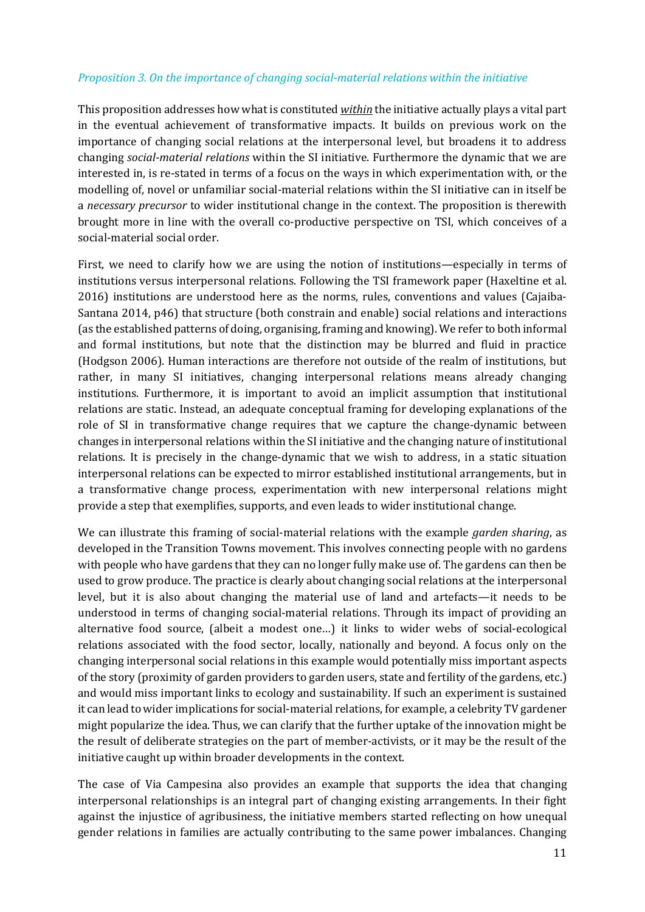*Proposition 3. On the importance of changing social-material relations within the initiative*

This proposition addresses how what is constituted ***within*** the initiative actually plays a vital part in the eventual achievement of transformative impacts. It builds on previous work on the importance of changing social relations at the interpersonal level, but broadens it to address changing *social-material relations* within the SI initiative. Furthermore the dynamic that we are interested in, is re-stated in terms of a focus on the ways in which experimentation with, or the modelling of, novel or unfamiliar social-material relations within the SI initiative can in itself be a *necessary precursor* to wider institutional change in the context. The proposition is therewith brought more in line with the overall co-productive perspective on TSI, which conceives of a social-material social order.

First, we need to clarify how we are using the notion of institutions—especially in terms of institutions versus interpersonal relations. Following the TSI framework paper (Haxeltine et al. 2016) institutions are understood here as the norms, rules, conventions and values (Cajaiba-Santana 2014, p46) that structure (both constrain and enable) social relations and interactions (as the established patterns of doing, organising, framing and knowing). We refer to both informal and formal institutions, but note that the distinction may be blurred and fluid in practice (Hodgson 2006). Human interactions are therefore not outside of the realm of institutions, but rather, in many SI initiatives, changing interpersonal relations means already changing institutions. Furthermore, it is important to avoid an implicit assumption that institutional relations are static. Instead, an adequate conceptual framing for developing explanations of the role of SI in transformative change requires that we capture the change-dynamic between changes in interpersonal relations within the SI initiative and the changing nature of institutional relations. It is precisely in the change-dynamic that we wish to address, in a static situation interpersonal relations can be expected to mirror established institutional arrangements, but in a transformative change process, experimentation with new interpersonal relations might provide a step that exemplifies, supports, and even leads to wider institutional change.

We can illustrate this framing of social-material relations with the example *garden sharing*, as developed in the Transition Towns movement. This involves connecting people with no gardens with people who have gardens that they can no longer fully make use of. The gardens can then be used to grow produce. The practice is clearly about changing social relations at the interpersonal level, but it is also about changing the material use of land and artefacts—it needs to be understood in terms of changing social-material relations. Through its impact of providing an alternative food source, (albeit a modest one…) it links to wider webs of social-ecological relations associated with the food sector, locally, nationally and beyond. A focus only on the changing interpersonal social relations in this example would potentially miss important aspects of the story (proximity of garden providers to garden users, state and fertility of the gardens, etc.) and would miss important links to ecology and sustainability. If such an experiment is sustained it can lead to wider implications for social-material relations, for example, a celebrity TV gardener might popularize the idea. Thus, we can clarify that the further uptake of the innovation might be the result of deliberate strategies on the part of member-activists, or it may be the result of the initiative caught up within broader developments in the context.

The case of Via Campesina also provides an example that supports the idea that changing interpersonal relationships is an integral part of changing existing arrangements. In their fight against the injustice of agribusiness, the initiative members started reflecting on how unequal gender relations in families are actually contributing to the same power imbalances. Changing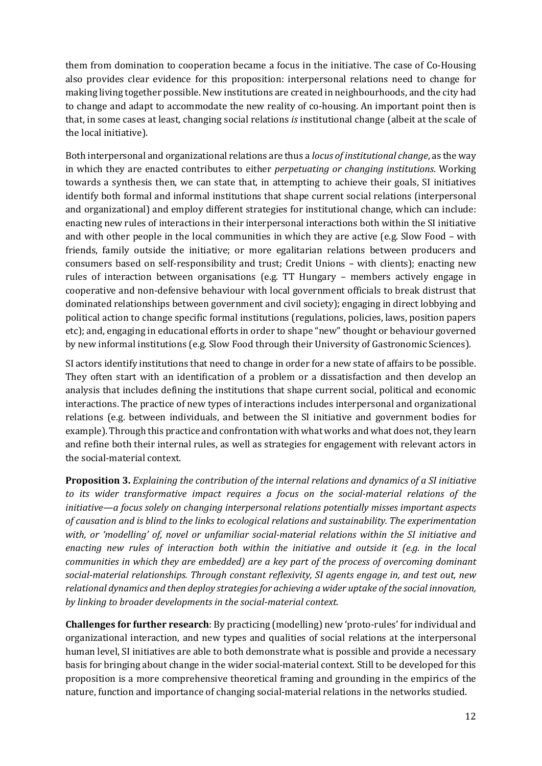them from domination to cooperation became a focus in the initiative. The case of Co-Housing also provides clear evidence for this proposition: interpersonal relations need to change for making living together possible. New institutions are created in neighbourhoods, and the city had to change and adapt to accommodate the new reality of co-housing. An important point then is that, in some cases at least, changing social relations *is* institutional change (albeit at the scale of the local initiative).

Both interpersonal and organizational relations are thus a *locus of institutional change*, as the way in which they are enacted contributes to either *perpetuating or changing institutions*. Working towards a synthesis then, we can state that, in attempting to achieve their goals, SI initiatives identify both formal and informal institutions that shape current social relations (interpersonal and organizational) and employ different strategies for institutional change, which can include: enacting new rules of interactions in their interpersonal interactions both within the SI initiative and with other people in the local communities in which they are active (e.g. Slow Food – with friends, family outside the initiative; or more egalitarian relations between producers and consumers based on self-responsibility and trust; Credit Unions – with clients); enacting new rules of interaction between organisations (e.g. TT Hungary – members actively engage in cooperative and non-defensive behaviour with local government officials to break distrust that dominated relationships between government and civil society); engaging in direct lobbying and political action to change specific formal institutions (regulations, policies, laws, position papers etc); and, engaging in educational efforts in order to shape "new" thought or behaviour governed by new informal institutions (e.g. Slow Food through their University of Gastronomic Sciences).

SI actors identify institutions that need to change in order for a new state of affairs to be possible. They often start with an identification of a problem or a dissatisfaction and then develop an analysis that includes defining the institutions that shape current social, political and economic interactions. The practice of new types of interactions includes interpersonal and organizational relations (e.g. between individuals, and between the SI initiative and government bodies for example). Through this practice and confrontation with what works and what does not, they learn and refine both their internal rules, as well as strategies for engagement with relevant actors in the social-material context.

**Proposition 3.** *Explaining the contribution of the internal relations and dynamics of a SI initiative to its wider transformative impact requires a focus on the social-material relations of the initiative—a focus solely on changing interpersonal relations potentially misses important aspects of causation and is blind to the links to ecological relations and sustainability. The experimentation with, or 'modelling' of, novel or unfamiliar social-material relations within the SI initiative and enacting new rules of interaction both within the initiative and outside it (e.g. in the local communities in which they are embedded) are a key part of the process of overcoming dominant social-material relationships. Through constant reflexivity, SI agents engage in, and test out, new relational dynamics and then deploy strategies for achieving a wider uptake of the social innovation, by linking to broader developments in the social-material context.*

**Challenges for further research**: By practicing (modelling) new 'proto-rules' for individual and organizational interaction, and new types and qualities of social relations at the interpersonal human level, SI initiatives are able to both demonstrate what is possible and provide a necessary basis for bringing about change in the wider social-material context. Still to be developed for this proposition is a more comprehensive theoretical framing and grounding in the empirics of the nature, function and importance of changing social-material relations in the networks studied.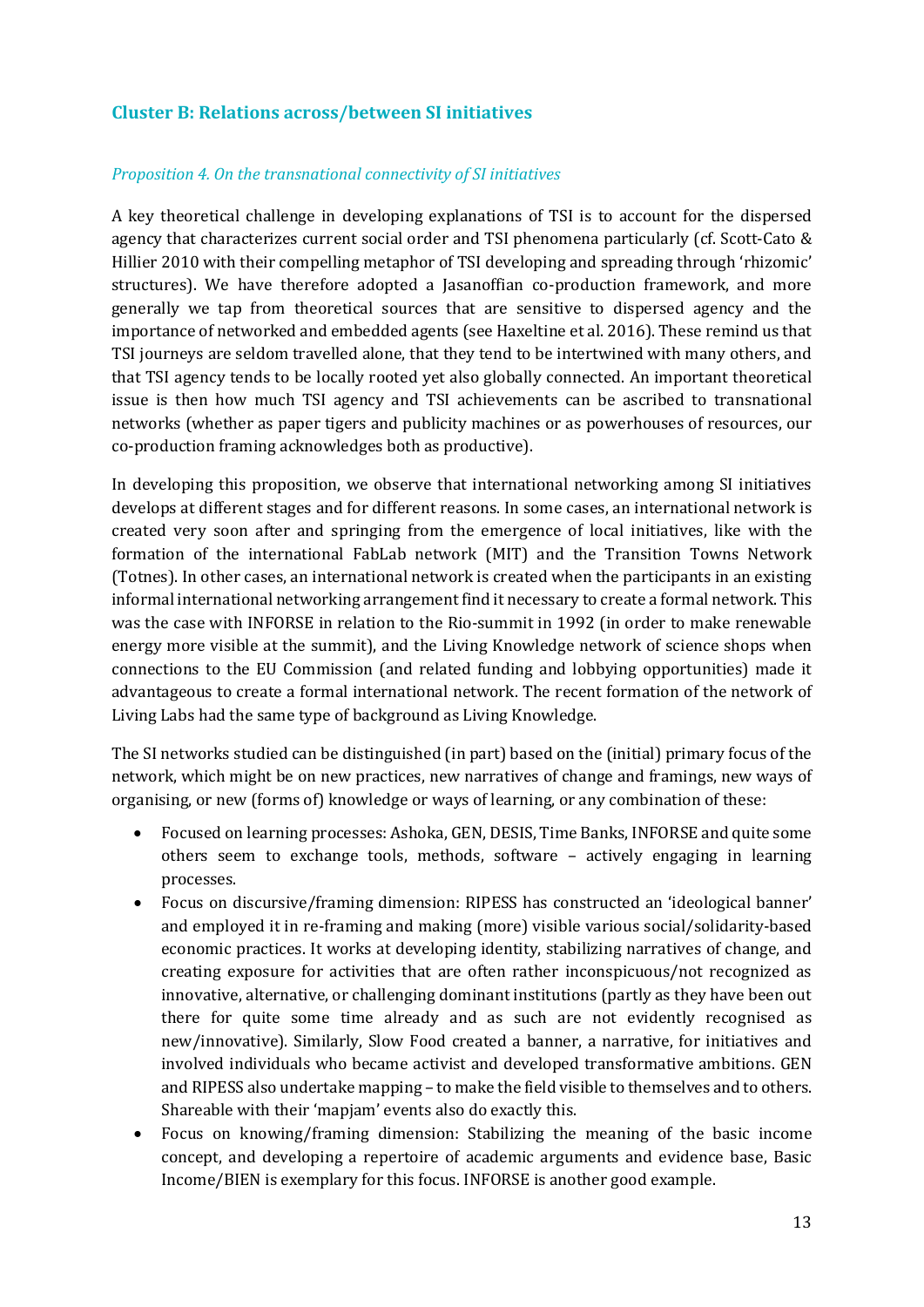## Cluster B: Relations across/between SI initiatives

### *Proposition 4. On the transnational connectivity of SI initiatives*

A key theoretical challenge in developing explanations of TSI is to account for the dispersed agency that characterizes current social order and TSI phenomena particularly (cf. Scott-Cato & Hillier 2010 with their compelling metaphor of TSI developing and spreading through 'rhizomic' structures). We have therefore adopted a Jasanoffian co-production framework, and more generally we tap from theoretical sources that are sensitive to dispersed agency and the importance of networked and embedded agents (see Haxeltine et al. 2016). These remind us that TSI journeys are seldom travelled alone, that they tend to be intertwined with many others, and that TSI agency tends to be locally rooted yet also globally connected. An important theoretical issue is then how much TSI agency and TSI achievements can be ascribed to transnational networks (whether as paper tigers and publicity machines or as powerhouses of resources, our co-production framing acknowledges both as productive).

In developing this proposition, we observe that international networking among SI initiatives develops at different stages and for different reasons. In some cases, an international network is created very soon after and springing from the emergence of local initiatives, like with the formation of the international FabLab network (MIT) and the Transition Towns Network (Totnes). In other cases, an international network is created when the participants in an existing informal international networking arrangement find it necessary to create a formal network. This was the case with INFORSE in relation to the Rio-summit in 1992 (in order to make renewable energy more visible at the summit), and the Living Knowledge network of science shops when connections to the EU Commission (and related funding and lobbying opportunities) made it advantageous to create a formal international network. The recent formation of the network of Living Labs had the same type of background as Living Knowledge.

The SI networks studied can be distinguished (in part) based on the (initial) primary focus of the network, which might be on new practices, new narratives of change and framings, new ways of organising, or new (forms of) knowledge or ways of learning, or any combination of these:

- Focused on learning processes: Ashoka, GEN, DESIS, Time Banks, INFORSE and quite some others seem to exchange tools, methods, software – actively engaging in learning processes.
- Focus on discursive/framing dimension: RIPESS has constructed an 'ideological banner' and employed it in re-framing and making (more) visible various social/solidarity-based economic practices. It works at developing identity, stabilizing narratives of change, and creating exposure for activities that are often rather inconspicuous/not recognized as innovative, alternative, or challenging dominant institutions (partly as they have been out there for quite some time already and as such are not evidently recognised as new/innovative). Similarly, Slow Food created a banner, a narrative, for initiatives and involved individuals who became activist and developed transformative ambitions. GEN and RIPESS also undertake mapping – to make the field visible to themselves and to others. Shareable with their 'mapjam' events also do exactly this.
- Focus on knowing/framing dimension: Stabilizing the meaning of the basic income concept, and developing a repertoire of academic arguments and evidence base, Basic Income/BIEN is exemplary for this focus. INFORSE is another good example.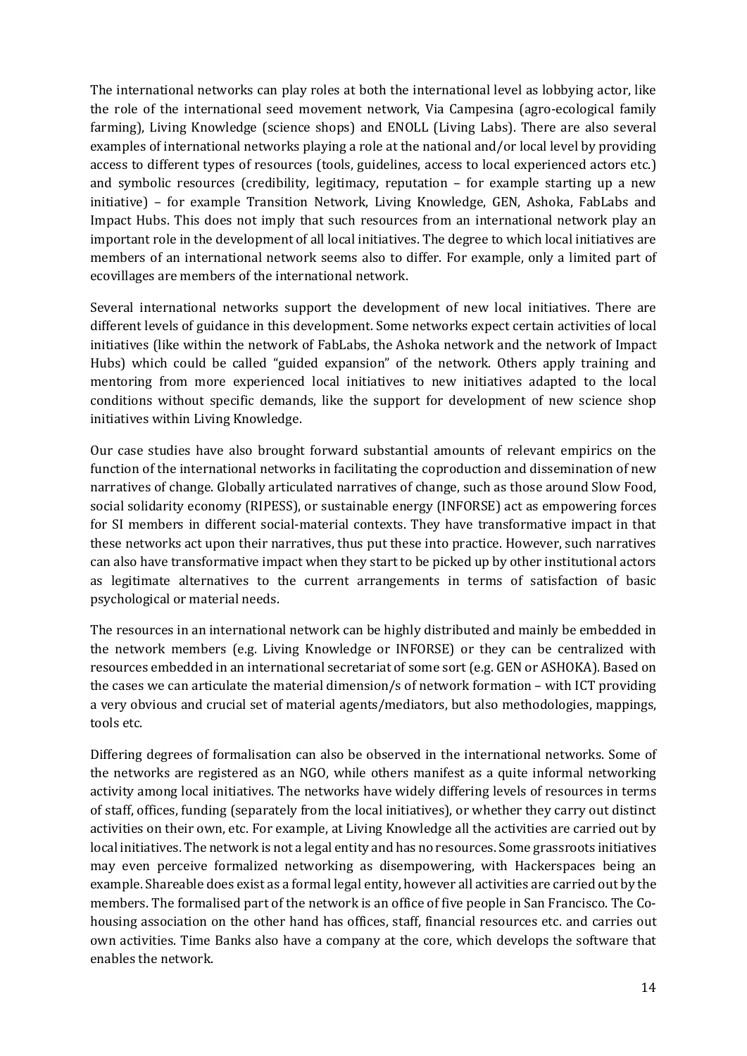The international networks can play roles at both the international level as lobbying actor, like the role of the international seed movement network, Via Campesina (agro-ecological family farming), Living Knowledge (science shops) and ENOLL (Living Labs). There are also several examples of international networks playing a role at the national and/or local level by providing access to different types of resources (tools, guidelines, access to local experienced actors etc.) and symbolic resources (credibility, legitimacy, reputation – for example starting up a new initiative) – for example Transition Network, Living Knowledge, GEN, Ashoka, FabLabs and Impact Hubs. This does not imply that such resources from an international network play an important role in the development of all local initiatives. The degree to which local initiatives are members of an international network seems also to differ. For example, only a limited part of ecovillages are members of the international network.

Several international networks support the development of new local initiatives. There are different levels of guidance in this development. Some networks expect certain activities of local initiatives (like within the network of FabLabs, the Ashoka network and the network of Impact Hubs) which could be called "guided expansion" of the network. Others apply training and mentoring from more experienced local initiatives to new initiatives adapted to the local conditions without specific demands, like the support for development of new science shop initiatives within Living Knowledge.

Our case studies have also brought forward substantial amounts of relevant empirics on the function of the international networks in facilitating the coproduction and dissemination of new narratives of change. Globally articulated narratives of change, such as those around Slow Food, social solidarity economy (RIPESS), or sustainable energy (INFORSE) act as empowering forces for SI members in different social-material contexts. They have transformative impact in that these networks act upon their narratives, thus put these into practice. However, such narratives can also have transformative impact when they start to be picked up by other institutional actors as legitimate alternatives to the current arrangements in terms of satisfaction of basic psychological or material needs.

The resources in an international network can be highly distributed and mainly be embedded in the network members (e.g. Living Knowledge or INFORSE) or they can be centralized with resources embedded in an international secretariat of some sort (e.g. GEN or ASHOKA). Based on the cases we can articulate the material dimension/s of network formation – with ICT providing a very obvious and crucial set of material agents/mediators, but also methodologies, mappings, tools etc.

Differing degrees of formalisation can also be observed in the international networks. Some of the networks are registered as an NGO, while others manifest as a quite informal networking activity among local initiatives. The networks have widely differing levels of resources in terms of staff, offices, funding (separately from the local initiatives), or whether they carry out distinct activities on their own, etc. For example, at Living Knowledge all the activities are carried out by local initiatives. The network is not a legal entity and has no resources. Some grassroots initiatives may even perceive formalized networking as disempowering, with Hackerspaces being an example. Shareable does exist as a formal legal entity, however all activities are carried out by the members. The formalised part of the network is an office of five people in San Francisco. The Co-housing association on the other hand has offices, staff, financial resources etc. and carries out own activities. Time Banks also have a company at the core, which develops the software that enables the network.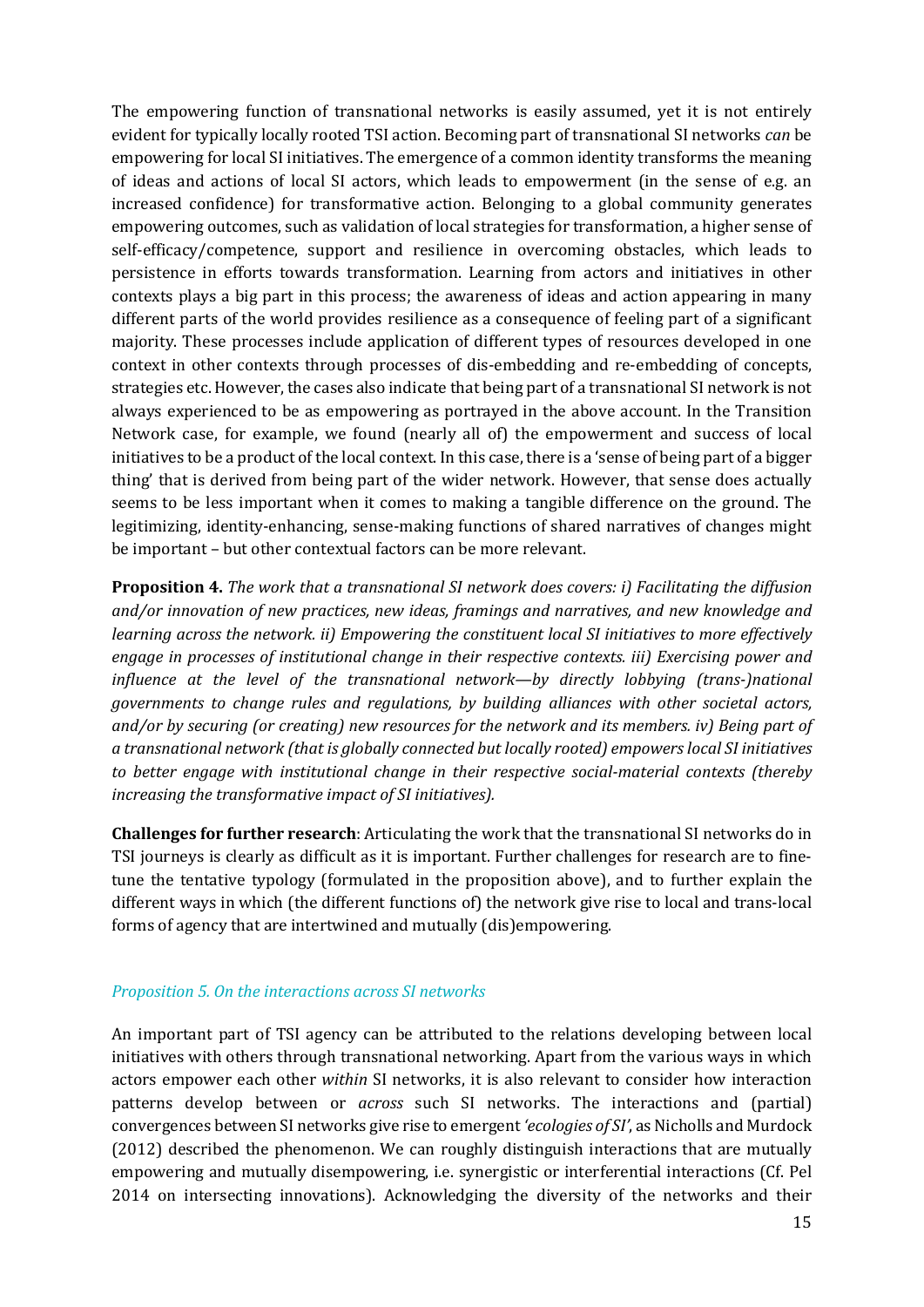The empowering function of transnational networks is easily assumed, yet it is not entirely evident for typically locally rooted TSI action. Becoming part of transnational SI networks *can* be empowering for local SI initiatives. The emergence of a common identity transforms the meaning of ideas and actions of local SI actors, which leads to empowerment (in the sense of e.g. an increased confidence) for transformative action. Belonging to a global community generates empowering outcomes, such as validation of local strategies for transformation, a higher sense of self-efficacy/competence, support and resilience in overcoming obstacles, which leads to persistence in efforts towards transformation. Learning from actors and initiatives in other contexts plays a big part in this process; the awareness of ideas and action appearing in many different parts of the world provides resilience as a consequence of feeling part of a significant majority. These processes include application of different types of resources developed in one context in other contexts through processes of dis-embedding and re-embedding of concepts, strategies etc. However, the cases also indicate that being part of a transnational SI network is not always experienced to be as empowering as portrayed in the above account. In the Transition Network case, for example, we found (nearly all of) the empowerment and success of local initiatives to be a product of the local context. In this case, there is a 'sense of being part of a bigger thing' that is derived from being part of the wider network. However, that sense does actually seems to be less important when it comes to making a tangible difference on the ground. The legitimizing, identity-enhancing, sense-making functions of shared narratives of changes might be important – but other contextual factors can be more relevant.

**Proposition 4.** *The work that a transnational SI network does covers: i) Facilitating the diffusion and/or innovation of new practices, new ideas, framings and narratives, and new knowledge and learning across the network. ii) Empowering the constituent local SI initiatives to more effectively engage in processes of institutional change in their respective contexts. iii) Exercising power and influence at the level of the transnational network—by directly lobbying (trans-)national governments to change rules and regulations, by building alliances with other societal actors, and/or by securing (or creating) new resources for the network and its members. iv) Being part of a transnational network (that is globally connected but locally rooted) empowers local SI initiatives to better engage with institutional change in their respective social-material contexts (thereby increasing the transformative impact of SI initiatives).*

**Challenges for further research**: Articulating the work that the transnational SI networks do in TSI journeys is clearly as difficult as it is important. Further challenges for research are to fine-tune the tentative typology (formulated in the proposition above), and to further explain the different ways in which (the different functions of) the network give rise to local and trans-local forms of agency that are intertwined and mutually (dis)empowering.

### *Proposition 5. On the interactions across SI networks*

An important part of TSI agency can be attributed to the relations developing between local initiatives with others through transnational networking. Apart from the various ways in which actors empower each other *within* SI networks, it is also relevant to consider how interaction patterns develop between or *across* such SI networks. The interactions and (partial) convergences between SI networks give rise to emergent *'ecologies of SI'*, as Nicholls and Murdock (2012) described the phenomenon. We can roughly distinguish interactions that are mutually empowering and mutually disempowering, i.e. synergistic or interferential interactions (Cf. Pel 2014 on intersecting innovations). Acknowledging the diversity of the networks and their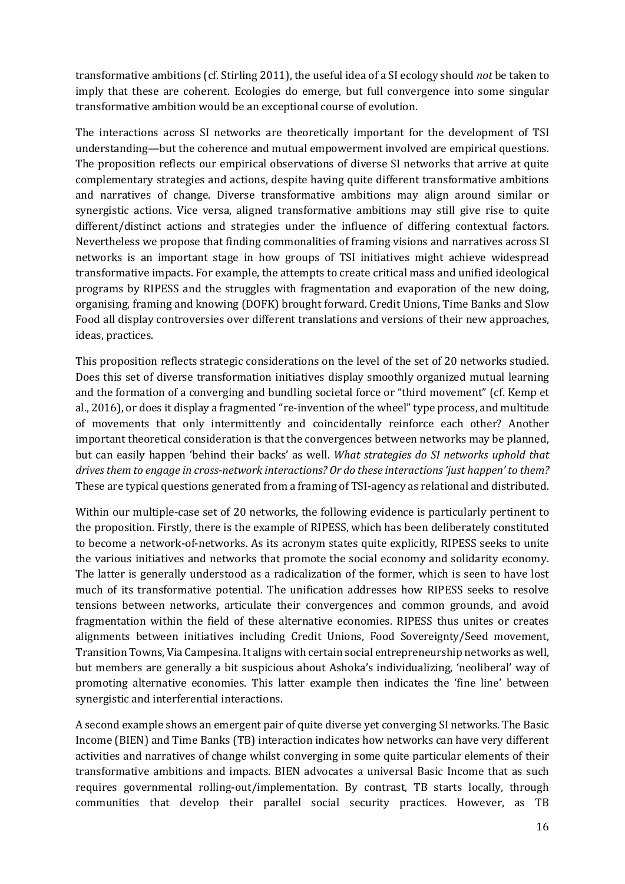transformative ambitions (cf. Stirling 2011), the useful idea of a SI ecology should *not* be taken to imply that these are coherent. Ecologies do emerge, but full convergence into some singular transformative ambition would be an exceptional course of evolution.

The interactions across SI networks are theoretically important for the development of TSI understanding—but the coherence and mutual empowerment involved are empirical questions. The proposition reflects our empirical observations of diverse SI networks that arrive at quite complementary strategies and actions, despite having quite different transformative ambitions and narratives of change. Diverse transformative ambitions may align around similar or synergistic actions. Vice versa, aligned transformative ambitions may still give rise to quite different/distinct actions and strategies under the influence of differing contextual factors. Nevertheless we propose that finding commonalities of framing visions and narratives across SI networks is an important stage in how groups of TSI initiatives might achieve widespread transformative impacts. For example, the attempts to create critical mass and unified ideological programs by RIPESS and the struggles with fragmentation and evaporation of the new doing, organising, framing and knowing (DOFK) brought forward. Credit Unions, Time Banks and Slow Food all display controversies over different translations and versions of their new approaches, ideas, practices.

This proposition reflects strategic considerations on the level of the set of 20 networks studied. Does this set of diverse transformation initiatives display smoothly organized mutual learning and the formation of a converging and bundling societal force or "third movement" (cf. Kemp et al., 2016), or does it display a fragmented "re-invention of the wheel" type process, and multitude of movements that only intermittently and coincidentally reinforce each other? Another important theoretical consideration is that the convergences between networks may be planned, but can easily happen 'behind their backs' as well. *What strategies do SI networks uphold that drives them to engage in cross-network interactions? Or do these interactions 'just happen' to them?* These are typical questions generated from a framing of TSI-agency as relational and distributed.

Within our multiple-case set of 20 networks, the following evidence is particularly pertinent to the proposition. Firstly, there is the example of RIPESS, which has been deliberately constituted to become a network-of-networks. As its acronym states quite explicitly, RIPESS seeks to unite the various initiatives and networks that promote the social economy and solidarity economy. The latter is generally understood as a radicalization of the former, which is seen to have lost much of its transformative potential. The unification addresses how RIPESS seeks to resolve tensions between networks, articulate their convergences and common grounds, and avoid fragmentation within the field of these alternative economies. RIPESS thus unites or creates alignments between initiatives including Credit Unions, Food Sovereignty/Seed movement, Transition Towns, Via Campesina. It aligns with certain social entrepreneurship networks as well, but members are generally a bit suspicious about Ashoka's individualizing, 'neoliberal' way of promoting alternative economies. This latter example then indicates the 'fine line' between synergistic and interferential interactions.

A second example shows an emergent pair of quite diverse yet converging SI networks. The Basic Income (BIEN) and Time Banks (TB) interaction indicates how networks can have very different activities and narratives of change whilst converging in some quite particular elements of their transformative ambitions and impacts. BIEN advocates a universal Basic Income that as such requires governmental rolling-out/implementation. By contrast, TB starts locally, through communities that develop their parallel social security practices. However, as TB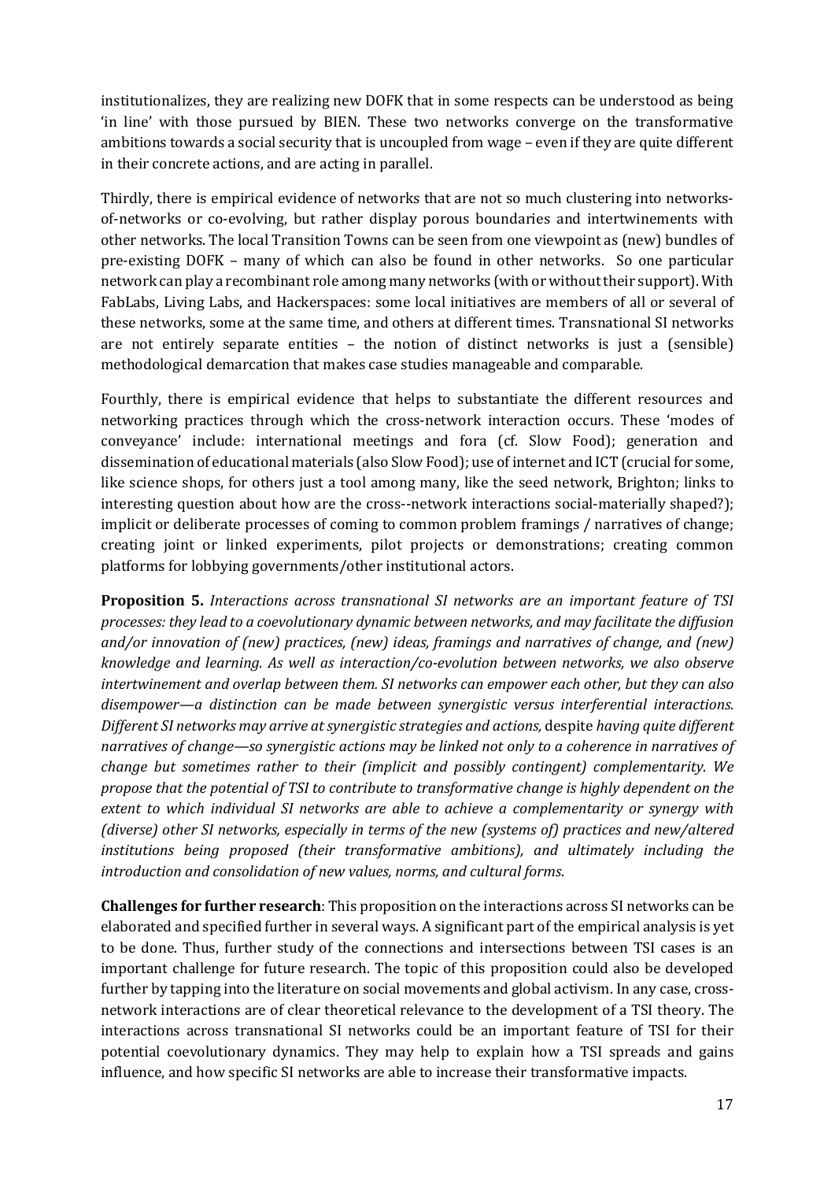institutionalizes, they are realizing new DOFK that in some respects can be understood as being 'in line' with those pursued by BIEN. These two networks converge on the transformative ambitions towards a social security that is uncoupled from wage – even if they are quite different in their concrete actions, and are acting in parallel.

Thirdly, there is empirical evidence of networks that are not so much clustering into networks-of-networks or co-evolving, but rather display porous boundaries and intertwinements with other networks. The local Transition Towns can be seen from one viewpoint as (new) bundles of pre-existing DOFK – many of which can also be found in other networks. So one particular network can play a recombinant role among many networks (with or without their support). With FabLabs, Living Labs, and Hackerspaces: some local initiatives are members of all or several of these networks, some at the same time, and others at different times. Transnational SI networks are not entirely separate entities – the notion of distinct networks is just a (sensible) methodological demarcation that makes case studies manageable and comparable.

Fourthly, there is empirical evidence that helps to substantiate the different resources and networking practices through which the cross-network interaction occurs. These 'modes of conveyance' include: international meetings and fora (cf. Slow Food); generation and dissemination of educational materials (also Slow Food); use of internet and ICT (crucial for some, like science shops, for others just a tool among many, like the seed network, Brighton; links to interesting question about how are the cross--network interactions social-materially shaped?); implicit or deliberate processes of coming to common problem framings / narratives of change; creating joint or linked experiments, pilot projects or demonstrations; creating common platforms for lobbying governments/other institutional actors.

**Proposition 5.** *Interactions across transnational SI networks are an important feature of TSI processes: they lead to a coevolutionary dynamic between networks, and may facilitate the diffusion and/or innovation of (new) practices, (new) ideas, framings and narratives of change, and (new) knowledge and learning. As well as interaction/co-evolution between networks, we also observe intertwinement and overlap between them. SI networks can empower each other, but they can also disempower—a distinction can be made between synergistic versus interferential interactions. Different SI networks may arrive at synergistic strategies and actions,* despite *having quite different narratives of change—so synergistic actions may be linked not only to a coherence in narratives of change but sometimes rather to their (implicit and possibly contingent) complementarity. We propose that the potential of TSI to contribute to transformative change is highly dependent on the extent to which individual SI networks are able to achieve a complementarity or synergy with (diverse) other SI networks, especially in terms of the new (systems of) practices and new/altered institutions being proposed (their transformative ambitions), and ultimately including the introduction and consolidation of new values, norms, and cultural forms*.

**Challenges for further research**: This proposition on the interactions across SI networks can be elaborated and specified further in several ways. A significant part of the empirical analysis is yet to be done. Thus, further study of the connections and intersections between TSI cases is an important challenge for future research. The topic of this proposition could also be developed further by tapping into the literature on social movements and global activism. In any case, cross-network interactions are of clear theoretical relevance to the development of a TSI theory. The interactions across transnational SI networks could be an important feature of TSI for their potential coevolutionary dynamics. They may help to explain how a TSI spreads and gains influence, and how specific SI networks are able to increase their transformative impacts.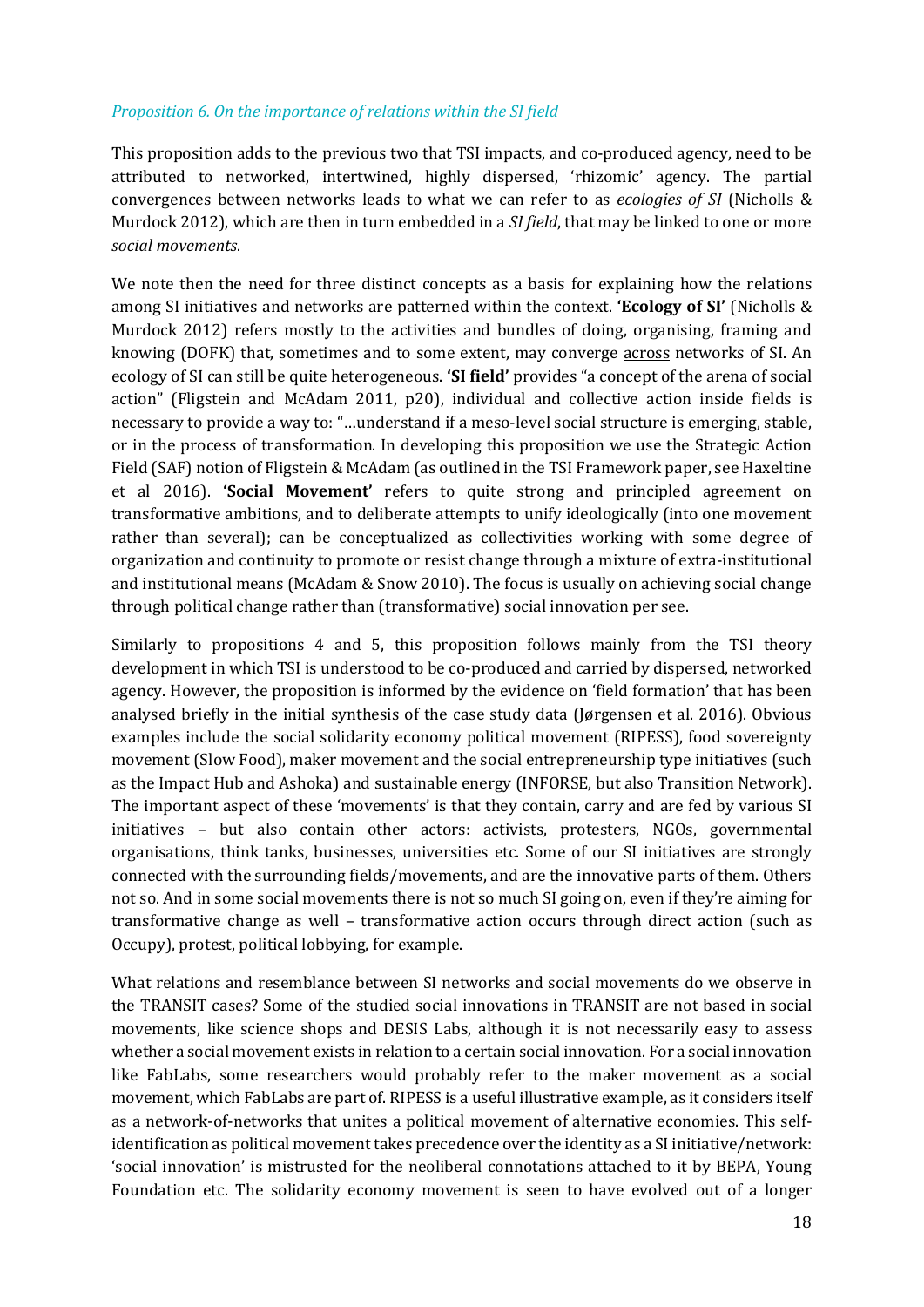*Proposition 6. On the importance of relations within the SI field*

This proposition adds to the previous two that TSI impacts, and co-produced agency, need to be attributed to networked, intertwined, highly dispersed, 'rhizomic' agency. The partial convergences between networks leads to what we can refer to as *ecologies of SI* (Nicholls & Murdock 2012), which are then in turn embedded in a *SI field*, that may be linked to one or more *social movements*.

We note then the need for three distinct concepts as a basis for explaining how the relations among SI initiatives and networks are patterned within the context. **'Ecology of SI'** (Nicholls & Murdock 2012) refers mostly to the activities and bundles of doing, organising, framing and knowing (DOFK) that, sometimes and to some extent, may converge <u>across</u> networks of SI. An ecology of SI can still be quite heterogeneous. **'SI field'** provides "a concept of the arena of social action" (Fligstein and McAdam 2011, p20), individual and collective action inside fields is necessary to provide a way to: "…understand if a meso-level social structure is emerging, stable, or in the process of transformation. In developing this proposition we use the Strategic Action Field (SAF) notion of Fligstein & McAdam (as outlined in the TSI Framework paper, see Haxeltine et al 2016). **'Social Movement'** refers to quite strong and principled agreement on transformative ambitions, and to deliberate attempts to unify ideologically (into one movement rather than several); can be conceptualized as collectivities working with some degree of organization and continuity to promote or resist change through a mixture of extra-institutional and institutional means (McAdam & Snow 2010). The focus is usually on achieving social change through political change rather than (transformative) social innovation per see.

Similarly to propositions 4 and 5, this proposition follows mainly from the TSI theory development in which TSI is understood to be co-produced and carried by dispersed, networked agency. However, the proposition is informed by the evidence on 'field formation' that has been analysed briefly in the initial synthesis of the case study data (Jørgensen et al. 2016). Obvious examples include the social solidarity economy political movement (RIPESS), food sovereignty movement (Slow Food), maker movement and the social entrepreneurship type initiatives (such as the Impact Hub and Ashoka) and sustainable energy (INFORSE, but also Transition Network). The important aspect of these 'movements' is that they contain, carry and are fed by various SI initiatives – but also contain other actors: activists, protesters, NGOs, governmental organisations, think tanks, businesses, universities etc. Some of our SI initiatives are strongly connected with the surrounding fields/movements, and are the innovative parts of them. Others not so. And in some social movements there is not so much SI going on, even if they're aiming for transformative change as well – transformative action occurs through direct action (such as Occupy), protest, political lobbying, for example.

What relations and resemblance between SI networks and social movements do we observe in the TRANSIT cases? Some of the studied social innovations in TRANSIT are not based in social movements, like science shops and DESIS Labs, although it is not necessarily easy to assess whether a social movement exists in relation to a certain social innovation. For a social innovation like FabLabs, some researchers would probably refer to the maker movement as a social movement, which FabLabs are part of. RIPESS is a useful illustrative example, as it considers itself as a network-of-networks that unites a political movement of alternative economies. This self-identification as political movement takes precedence over the identity as a SI initiative/network: 'social innovation' is mistrusted for the neoliberal connotations attached to it by BEPA, Young Foundation etc. The solidarity economy movement is seen to have evolved out of a longer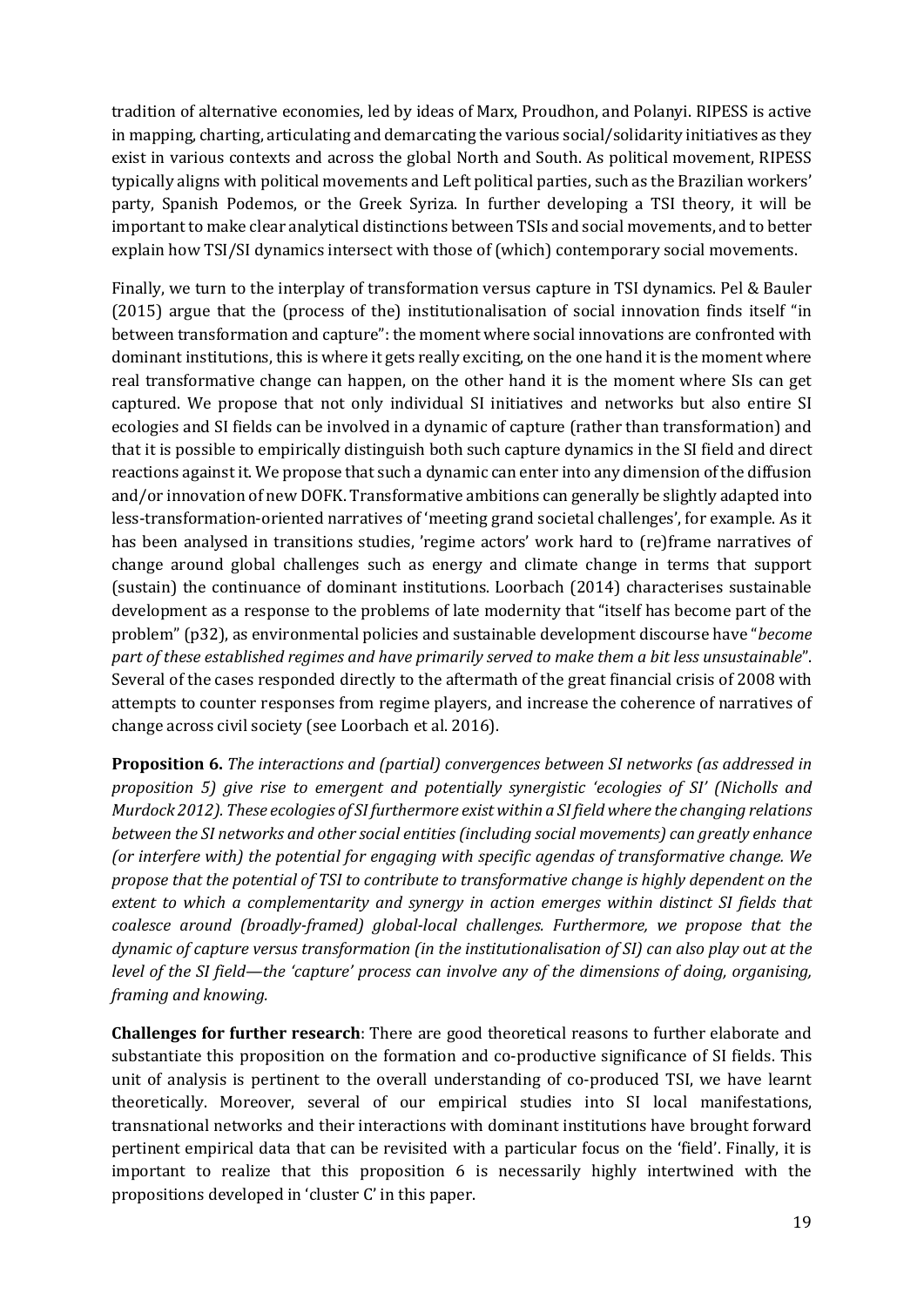tradition of alternative economies, led by ideas of Marx, Proudhon, and Polanyi. RIPESS is active in mapping, charting, articulating and demarcating the various social/solidarity initiatives as they exist in various contexts and across the global North and South. As political movement, RIPESS typically aligns with political movements and Left political parties, such as the Brazilian workers' party, Spanish Podemos, or the Greek Syriza. In further developing a TSI theory, it will be important to make clear analytical distinctions between TSIs and social movements, and to better explain how TSI/SI dynamics intersect with those of (which) contemporary social movements.

Finally, we turn to the interplay of transformation versus capture in TSI dynamics. Pel & Bauler (2015) argue that the (process of the) institutionalisation of social innovation finds itself "in between transformation and capture": the moment where social innovations are confronted with dominant institutions, this is where it gets really exciting, on the one hand it is the moment where real transformative change can happen, on the other hand it is the moment where SIs can get captured. We propose that not only individual SI initiatives and networks but also entire SI ecologies and SI fields can be involved in a dynamic of capture (rather than transformation) and that it is possible to empirically distinguish both such capture dynamics in the SI field and direct reactions against it. We propose that such a dynamic can enter into any dimension of the diffusion and/or innovation of new DOFK. Transformative ambitions can generally be slightly adapted into less-transformation-oriented narratives of 'meeting grand societal challenges', for example. As it has been analysed in transitions studies, 'regime actors' work hard to (re)frame narratives of change around global challenges such as energy and climate change in terms that support (sustain) the continuance of dominant institutions. Loorbach (2014) characterises sustainable development as a response to the problems of late modernity that "itself has become part of the problem" (p32), as environmental policies and sustainable development discourse have "*become part of these established regimes and have primarily served to make them a bit less unsustainable*". Several of the cases responded directly to the aftermath of the great financial crisis of 2008 with attempts to counter responses from regime players, and increase the coherence of narratives of change across civil society (see Loorbach et al. 2016).

**Proposition 6.** *The interactions and (partial) convergences between SI networks (as addressed in proposition 5) give rise to emergent and potentially synergistic 'ecologies of SI' (Nicholls and Murdock 2012). These ecologies of SI furthermore exist within a SI field where the changing relations between the SI networks and other social entities (including social movements) can greatly enhance (or interfere with) the potential for engaging with specific agendas of transformative change. We propose that the potential of TSI to contribute to transformative change is highly dependent on the extent to which a complementarity and synergy in action emerges within distinct SI fields that coalesce around (broadly-framed) global-local challenges. Furthermore, we propose that the dynamic of capture versus transformation (in the institutionalisation of SI) can also play out at the level of the SI field—the 'capture' process can involve any of the dimensions of doing, organising, framing and knowing.*

**Challenges for further research**: There are good theoretical reasons to further elaborate and substantiate this proposition on the formation and co-productive significance of SI fields. This unit of analysis is pertinent to the overall understanding of co-produced TSI, we have learnt theoretically. Moreover, several of our empirical studies into SI local manifestations, transnational networks and their interactions with dominant institutions have brought forward pertinent empirical data that can be revisited with a particular focus on the 'field'. Finally, it is important to realize that this proposition 6 is necessarily highly intertwined with the propositions developed in 'cluster C' in this paper.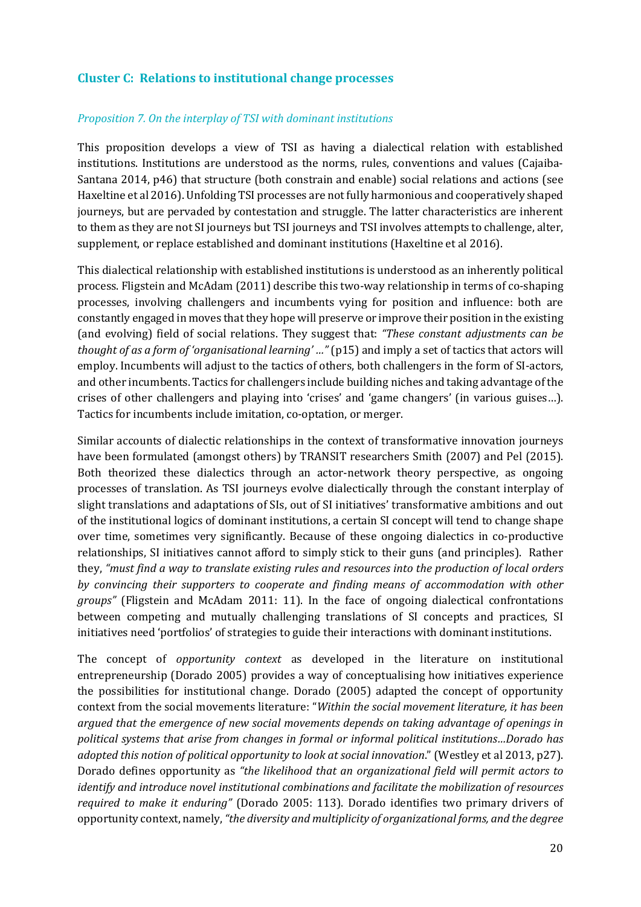## Cluster C: Relations to institutional change processes

### *Proposition 7. On the interplay of TSI with dominant institutions*

This proposition develops a view of TSI as having a dialectical relation with established institutions. Institutions are understood as the norms, rules, conventions and values (Cajaiba-Santana 2014, p46) that structure (both constrain and enable) social relations and actions (see Haxeltine et al 2016). Unfolding TSI processes are not fully harmonious and cooperatively shaped journeys, but are pervaded by contestation and struggle. The latter characteristics are inherent to them as they are not SI journeys but TSI journeys and TSI involves attempts to challenge, alter, supplement, or replace established and dominant institutions (Haxeltine et al 2016).

This dialectical relationship with established institutions is understood as an inherently political process. Fligstein and McAdam (2011) describe this two-way relationship in terms of co-shaping processes, involving challengers and incumbents vying for position and influence: both are constantly engaged in moves that they hope will preserve or improve their position in the existing (and evolving) field of social relations. They suggest that: *"These constant adjustments can be thought of as a form of 'organisational learning' …"* (p15) and imply a set of tactics that actors will employ. Incumbents will adjust to the tactics of others, both challengers in the form of SI-actors, and other incumbents. Tactics for challengers include building niches and taking advantage of the crises of other challengers and playing into 'crises' and 'game changers' (in various guises…). Tactics for incumbents include imitation, co-optation, or merger.

Similar accounts of dialectic relationships in the context of transformative innovation journeys have been formulated (amongst others) by TRANSIT researchers Smith (2007) and Pel (2015). Both theorized these dialectics through an actor-network theory perspective, as ongoing processes of translation. As TSI journeys evolve dialectically through the constant interplay of slight translations and adaptations of SIs, out of SI initiatives' transformative ambitions and out of the institutional logics of dominant institutions, a certain SI concept will tend to change shape over time, sometimes very significantly. Because of these ongoing dialectics in co-productive relationships, SI initiatives cannot afford to simply stick to their guns (and principles). Rather they, *"must find a way to translate existing rules and resources into the production of local orders by convincing their supporters to cooperate and finding means of accommodation with other groups"* (Fligstein and McAdam 2011: 11). In the face of ongoing dialectical confrontations between competing and mutually challenging translations of SI concepts and practices, SI initiatives need 'portfolios' of strategies to guide their interactions with dominant institutions.

The concept of *opportunity context* as developed in the literature on institutional entrepreneurship (Dorado 2005) provides a way of conceptualising how initiatives experience the possibilities for institutional change. Dorado (2005) adapted the concept of opportunity context from the social movements literature: "*Within the social movement literature, it has been argued that the emergence of new social movements depends on taking advantage of openings in political systems that arise from changes in formal or informal political institutions…Dorado has adopted this notion of political opportunity to look at social innovation*." (Westley et al 2013, p27). Dorado defines opportunity as *"the likelihood that an organizational field will permit actors to identify and introduce novel institutional combinations and facilitate the mobilization of resources required to make it enduring"* (Dorado 2005: 113). Dorado identifies two primary drivers of opportunity context, namely, *"the diversity and multiplicity of organizational forms, and the degree*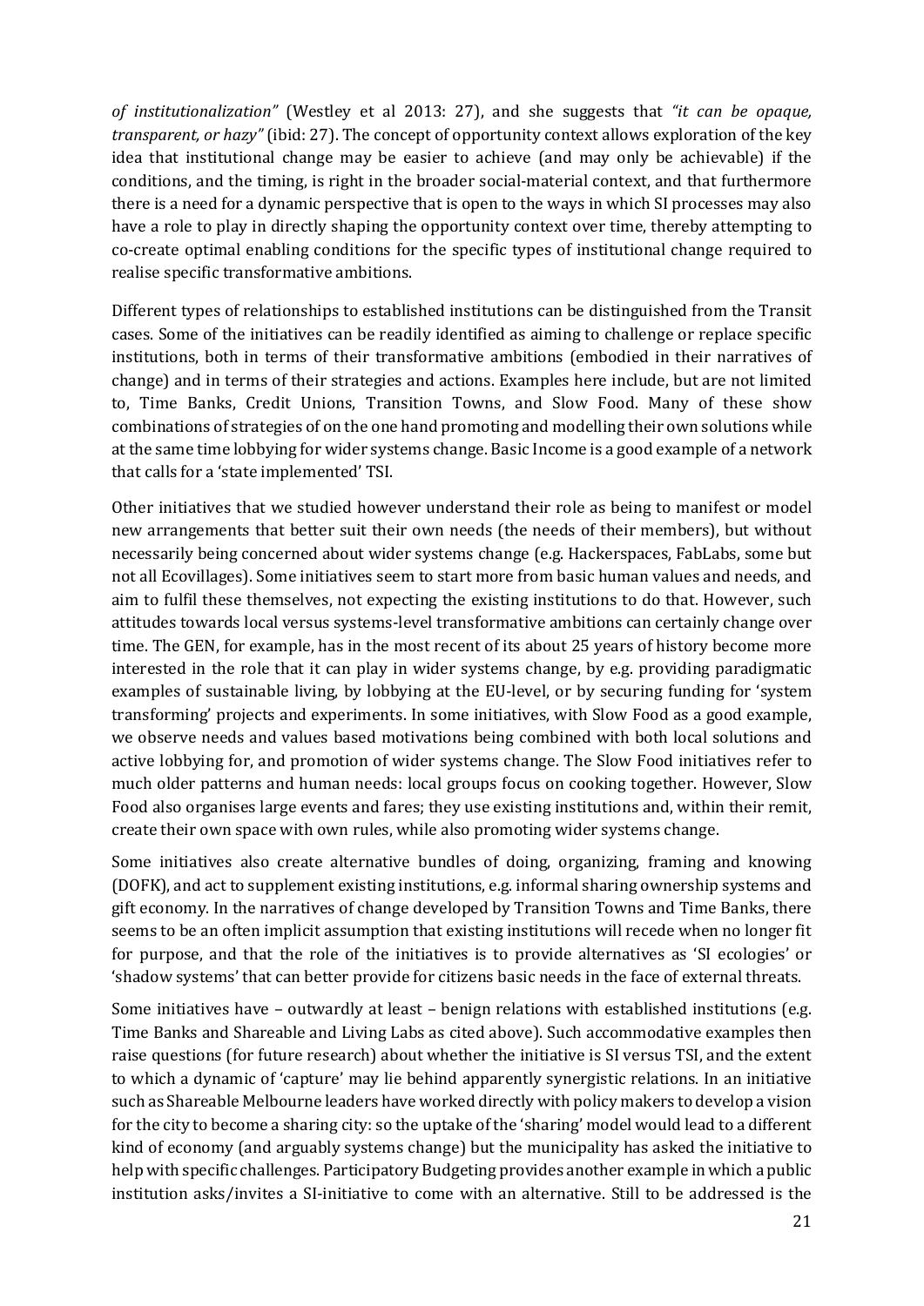*of institutionalization"* (Westley et al 2013: 27), and she suggests that *"it can be opaque, transparent, or hazy"* (ibid: 27). The concept of opportunity context allows exploration of the key idea that institutional change may be easier to achieve (and may only be achievable) if the conditions, and the timing, is right in the broader social-material context, and that furthermore there is a need for a dynamic perspective that is open to the ways in which SI processes may also have a role to play in directly shaping the opportunity context over time, thereby attempting to co-create optimal enabling conditions for the specific types of institutional change required to realise specific transformative ambitions.

Different types of relationships to established institutions can be distinguished from the Transit cases. Some of the initiatives can be readily identified as aiming to challenge or replace specific institutions, both in terms of their transformative ambitions (embodied in their narratives of change) and in terms of their strategies and actions. Examples here include, but are not limited to, Time Banks, Credit Unions, Transition Towns, and Slow Food. Many of these show combinations of strategies of on the one hand promoting and modelling their own solutions while at the same time lobbying for wider systems change. Basic Income is a good example of a network that calls for a 'state implemented' TSI.

Other initiatives that we studied however understand their role as being to manifest or model new arrangements that better suit their own needs (the needs of their members), but without necessarily being concerned about wider systems change (e.g. Hackerspaces, FabLabs, some but not all Ecovillages). Some initiatives seem to start more from basic human values and needs, and aim to fulfil these themselves, not expecting the existing institutions to do that. However, such attitudes towards local versus systems-level transformative ambitions can certainly change over time. The GEN, for example, has in the most recent of its about 25 years of history become more interested in the role that it can play in wider systems change, by e.g. providing paradigmatic examples of sustainable living, by lobbying at the EU-level, or by securing funding for 'system transforming' projects and experiments. In some initiatives, with Slow Food as a good example, we observe needs and values based motivations being combined with both local solutions and active lobbying for, and promotion of wider systems change. The Slow Food initiatives refer to much older patterns and human needs: local groups focus on cooking together. However, Slow Food also organises large events and fares; they use existing institutions and, within their remit, create their own space with own rules, while also promoting wider systems change.

Some initiatives also create alternative bundles of doing, organizing, framing and knowing (DOFK), and act to supplement existing institutions, e.g. informal sharing ownership systems and gift economy. In the narratives of change developed by Transition Towns and Time Banks, there seems to be an often implicit assumption that existing institutions will recede when no longer fit for purpose, and that the role of the initiatives is to provide alternatives as 'SI ecologies' or 'shadow systems' that can better provide for citizens basic needs in the face of external threats.

Some initiatives have – outwardly at least – benign relations with established institutions (e.g. Time Banks and Shareable and Living Labs as cited above). Such accommodative examples then raise questions (for future research) about whether the initiative is SI versus TSI, and the extent to which a dynamic of 'capture' may lie behind apparently synergistic relations. In an initiative such as Shareable Melbourne leaders have worked directly with policy makers to develop a vision for the city to become a sharing city: so the uptake of the 'sharing' model would lead to a different kind of economy (and arguably systems change) but the municipality has asked the initiative to help with specific challenges. Participatory Budgeting provides another example in which a public institution asks/invites a SI-initiative to come with an alternative. Still to be addressed is the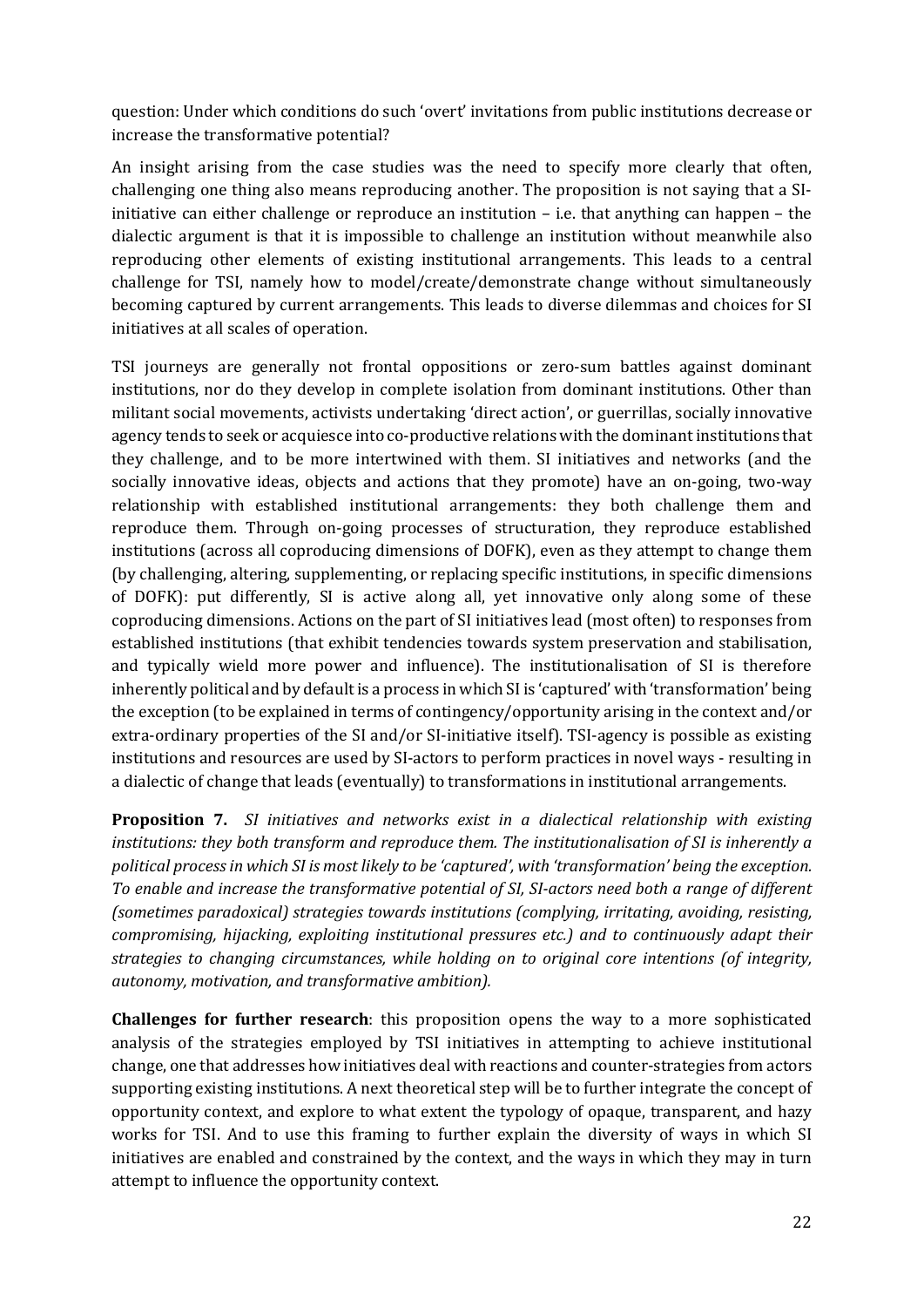question: Under which conditions do such 'overt' invitations from public institutions decrease or increase the transformative potential?

An insight arising from the case studies was the need to specify more clearly that often, challenging one thing also means reproducing another. The proposition is not saying that a SI-initiative can either challenge or reproduce an institution – i.e. that anything can happen – the dialectic argument is that it is impossible to challenge an institution without meanwhile also reproducing other elements of existing institutional arrangements. This leads to a central challenge for TSI, namely how to model/create/demonstrate change without simultaneously becoming captured by current arrangements. This leads to diverse dilemmas and choices for SI initiatives at all scales of operation.

TSI journeys are generally not frontal oppositions or zero-sum battles against dominant institutions, nor do they develop in complete isolation from dominant institutions. Other than militant social movements, activists undertaking 'direct action', or guerrillas, socially innovative agency tends to seek or acquiesce into co-productive relations with the dominant institutions that they challenge, and to be more intertwined with them. SI initiatives and networks (and the socially innovative ideas, objects and actions that they promote) have an on-going, two-way relationship with established institutional arrangements: they both challenge them and reproduce them. Through on-going processes of structuration, they reproduce established institutions (across all coproducing dimensions of DOFK), even as they attempt to change them (by challenging, altering, supplementing, or replacing specific institutions, in specific dimensions of DOFK): put differently, SI is active along all, yet innovative only along some of these coproducing dimensions. Actions on the part of SI initiatives lead (most often) to responses from established institutions (that exhibit tendencies towards system preservation and stabilisation, and typically wield more power and influence). The institutionalisation of SI is therefore inherently political and by default is a process in which SI is 'captured' with 'transformation' being the exception (to be explained in terms of contingency/opportunity arising in the context and/or extra-ordinary properties of the SI and/or SI-initiative itself). TSI-agency is possible as existing institutions and resources are used by SI-actors to perform practices in novel ways - resulting in a dialectic of change that leads (eventually) to transformations in institutional arrangements.

**Proposition 7.** *SI initiatives and networks exist in a dialectical relationship with existing institutions: they both transform and reproduce them. The institutionalisation of SI is inherently a political process in which SI is most likely to be 'captured', with 'transformation' being the exception. To enable and increase the transformative potential of SI, SI-actors need both a range of different (sometimes paradoxical) strategies towards institutions (complying, irritating, avoiding, resisting, compromising, hijacking, exploiting institutional pressures etc.) and to continuously adapt their strategies to changing circumstances, while holding on to original core intentions (of integrity, autonomy, motivation, and transformative ambition).*

**Challenges for further research**: this proposition opens the way to a more sophisticated analysis of the strategies employed by TSI initiatives in attempting to achieve institutional change, one that addresses how initiatives deal with reactions and counter-strategies from actors supporting existing institutions. A next theoretical step will be to further integrate the concept of opportunity context, and explore to what extent the typology of opaque, transparent, and hazy works for TSI. And to use this framing to further explain the diversity of ways in which SI initiatives are enabled and constrained by the context, and the ways in which they may in turn attempt to influence the opportunity context.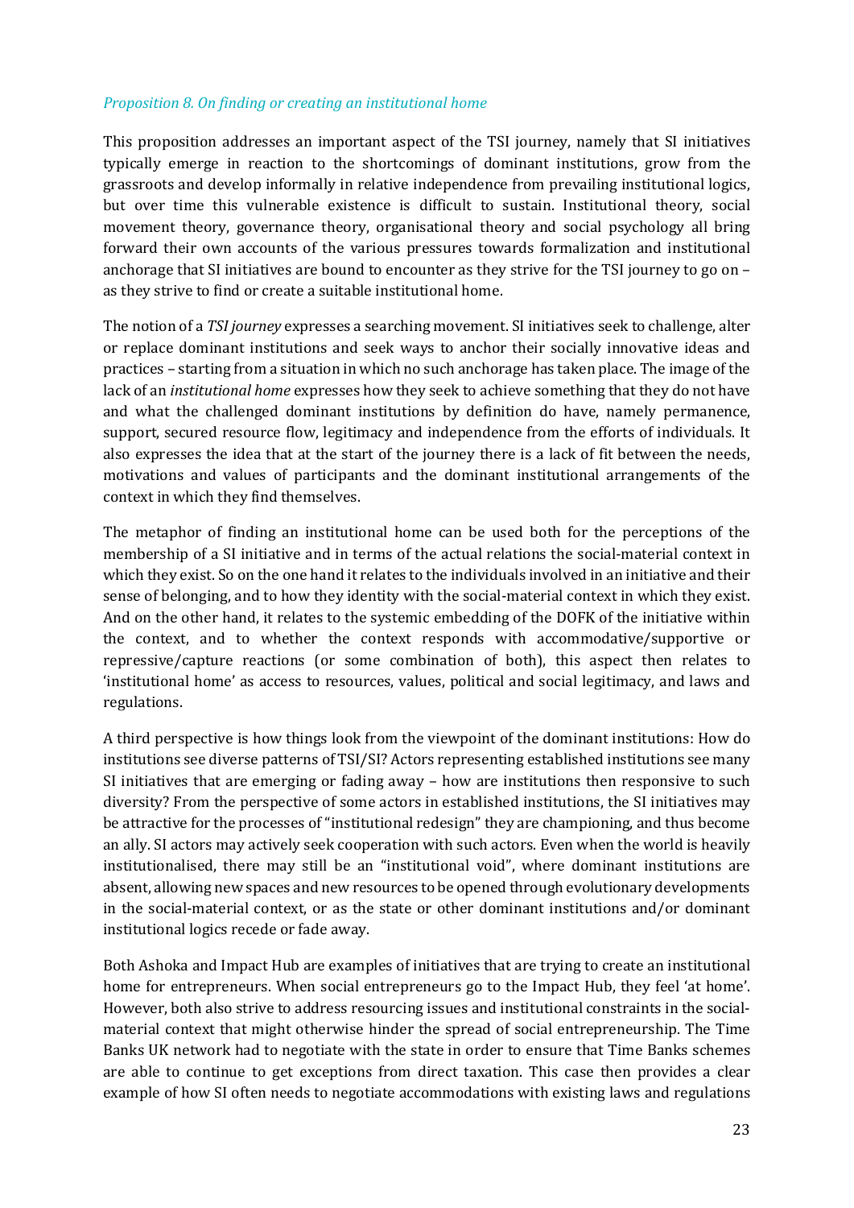*Proposition 8. On finding or creating an institutional home*

This proposition addresses an important aspect of the TSI journey, namely that SI initiatives typically emerge in reaction to the shortcomings of dominant institutions, grow from the grassroots and develop informally in relative independence from prevailing institutional logics, but over time this vulnerable existence is difficult to sustain. Institutional theory, social movement theory, governance theory, organisational theory and social psychology all bring forward their own accounts of the various pressures towards formalization and institutional anchorage that SI initiatives are bound to encounter as they strive for the TSI journey to go on – as they strive to find or create a suitable institutional home.

The notion of a *TSI journey* expresses a searching movement. SI initiatives seek to challenge, alter or replace dominant institutions and seek ways to anchor their socially innovative ideas and practices – starting from a situation in which no such anchorage has taken place. The image of the lack of an *institutional home* expresses how they seek to achieve something that they do not have and what the challenged dominant institutions by definition do have, namely permanence, support, secured resource flow, legitimacy and independence from the efforts of individuals. It also expresses the idea that at the start of the journey there is a lack of fit between the needs, motivations and values of participants and the dominant institutional arrangements of the context in which they find themselves.

The metaphor of finding an institutional home can be used both for the perceptions of the membership of a SI initiative and in terms of the actual relations the social-material context in which they exist. So on the one hand it relates to the individuals involved in an initiative and their sense of belonging, and to how they identity with the social-material context in which they exist. And on the other hand, it relates to the systemic embedding of the DOFK of the initiative within the context, and to whether the context responds with accommodative/supportive or repressive/capture reactions (or some combination of both), this aspect then relates to 'institutional home' as access to resources, values, political and social legitimacy, and laws and regulations.

A third perspective is how things look from the viewpoint of the dominant institutions: How do institutions see diverse patterns of TSI/SI? Actors representing established institutions see many SI initiatives that are emerging or fading away – how are institutions then responsive to such diversity? From the perspective of some actors in established institutions, the SI initiatives may be attractive for the processes of "institutional redesign" they are championing, and thus become an ally. SI actors may actively seek cooperation with such actors. Even when the world is heavily institutionalised, there may still be an "institutional void", where dominant institutions are absent, allowing new spaces and new resources to be opened through evolutionary developments in the social-material context, or as the state or other dominant institutions and/or dominant institutional logics recede or fade away.

Both Ashoka and Impact Hub are examples of initiatives that are trying to create an institutional home for entrepreneurs. When social entrepreneurs go to the Impact Hub, they feel 'at home'. However, both also strive to address resourcing issues and institutional constraints in the social-material context that might otherwise hinder the spread of social entrepreneurship. The Time Banks UK network had to negotiate with the state in order to ensure that Time Banks schemes are able to continue to get exceptions from direct taxation. This case then provides a clear example of how SI often needs to negotiate accommodations with existing laws and regulations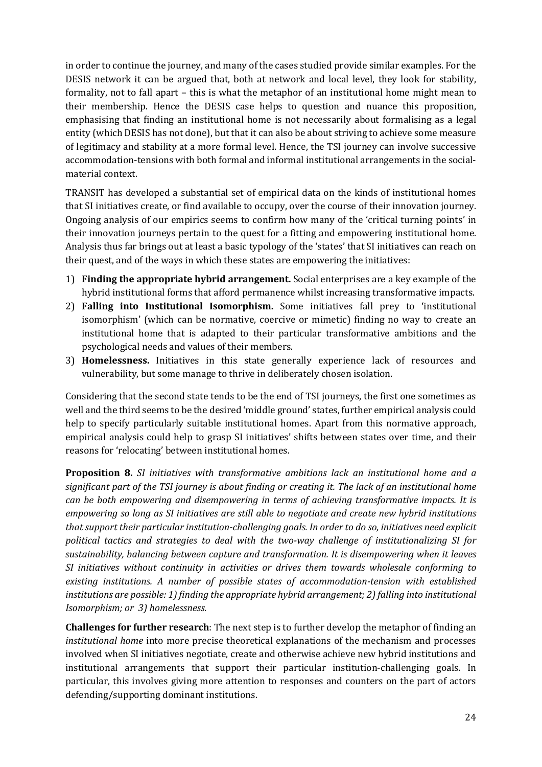in order to continue the journey, and many of the cases studied provide similar examples. For the DESIS network it can be argued that, both at network and local level, they look for stability, formality, not to fall apart – this is what the metaphor of an institutional home might mean to their membership. Hence the DESIS case helps to question and nuance this proposition, emphasising that finding an institutional home is not necessarily about formalising as a legal entity (which DESIS has not done), but that it can also be about striving to achieve some measure of legitimacy and stability at a more formal level. Hence, the TSI journey can involve successive accommodation-tensions with both formal and informal institutional arrangements in the social-material context.

TRANSIT has developed a substantial set of empirical data on the kinds of institutional homes that SI initiatives create, or find available to occupy, over the course of their innovation journey. Ongoing analysis of our empirics seems to confirm how many of the 'critical turning points' in their innovation journeys pertain to the quest for a fitting and empowering institutional home. Analysis thus far brings out at least a basic typology of the 'states' that SI initiatives can reach on their quest, and of the ways in which these states are empowering the initiatives:

1) **Finding the appropriate hybrid arrangement.** Social enterprises are a key example of the hybrid institutional forms that afford permanence whilst increasing transformative impacts.
2) **Falling into Institutional Isomorphism.** Some initiatives fall prey to 'institutional isomorphism' (which can be normative, coercive or mimetic) finding no way to create an institutional home that is adapted to their particular transformative ambitions and the psychological needs and values of their members.
3) **Homelessness.** Initiatives in this state generally experience lack of resources and vulnerability, but some manage to thrive in deliberately chosen isolation.

Considering that the second state tends to be the end of TSI journeys, the first one sometimes as well and the third seems to be the desired 'middle ground' states, further empirical analysis could help to specify particularly suitable institutional homes. Apart from this normative approach, empirical analysis could help to grasp SI initiatives' shifts between states over time, and their reasons for 'relocating' between institutional homes.

**Proposition 8.** *SI initiatives with transformative ambitions lack an institutional home and a significant part of the TSI journey is about finding or creating it. The lack of an institutional home can be both empowering and disempowering in terms of achieving transformative impacts. It is empowering so long as SI initiatives are still able to negotiate and create new hybrid institutions that support their particular institution-challenging goals. In order to do so, initiatives need explicit political tactics and strategies to deal with the two-way challenge of institutionalizing SI for sustainability, balancing between capture and transformation. It is disempowering when it leaves SI initiatives without continuity in activities or drives them towards wholesale conforming to existing institutions. A number of possible states of accommodation-tension with established institutions are possible: 1) finding the appropriate hybrid arrangement; 2) falling into institutional Isomorphism; or 3) homelessness.*

**Challenges for further research**: The next step is to further develop the metaphor of finding an *institutional home* into more precise theoretical explanations of the mechanism and processes involved when SI initiatives negotiate, create and otherwise achieve new hybrid institutions and institutional arrangements that support their particular institution-challenging goals. In particular, this involves giving more attention to responses and counters on the part of actors defending/supporting dominant institutions.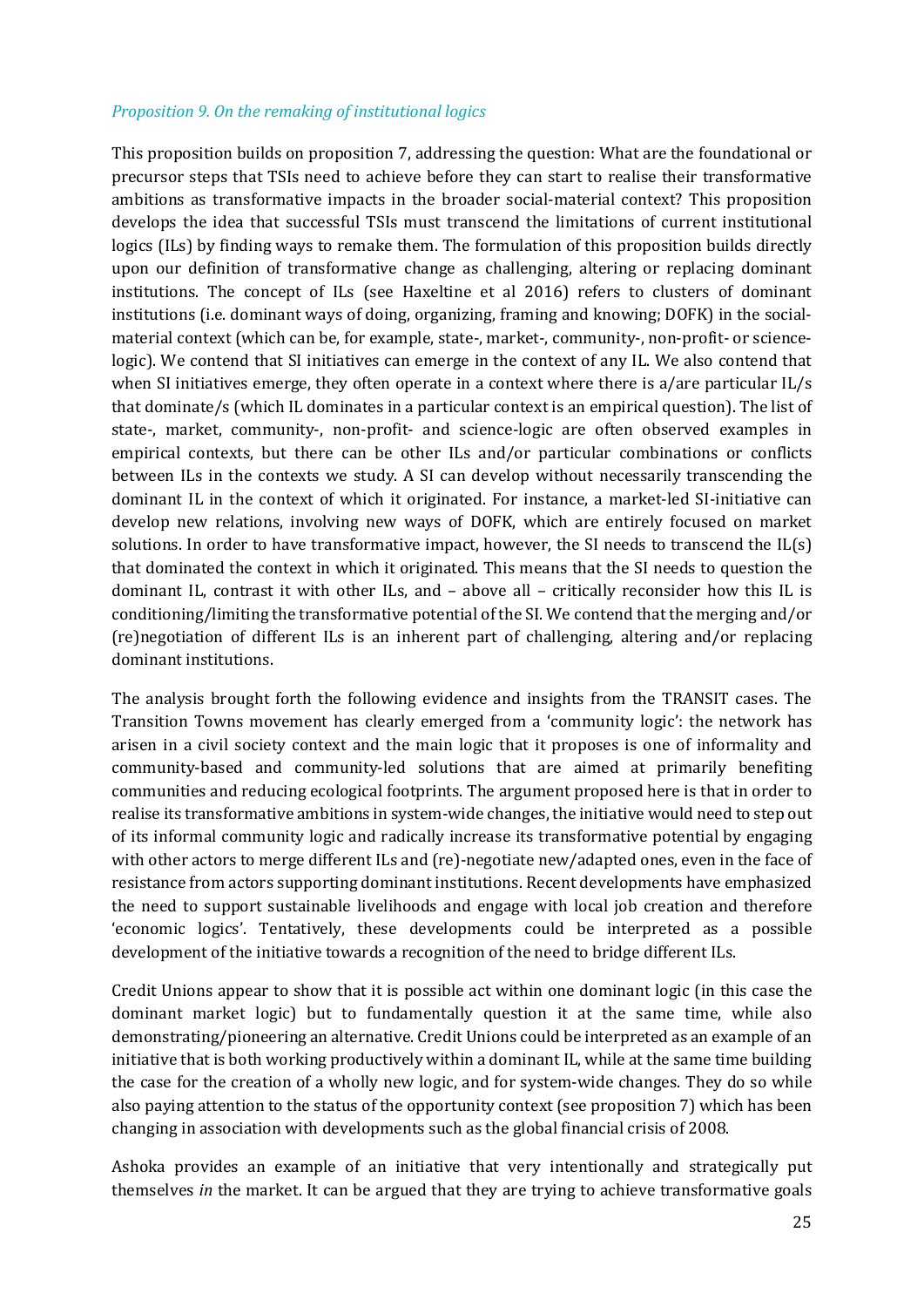*Proposition 9. On the remaking of institutional logics*

This proposition builds on proposition 7, addressing the question: What are the foundational or precursor steps that TSIs need to achieve before they can start to realise their transformative ambitions as transformative impacts in the broader social-material context? This proposition develops the idea that successful TSIs must transcend the limitations of current institutional logics (ILs) by finding ways to remake them. The formulation of this proposition builds directly upon our definition of transformative change as challenging, altering or replacing dominant institutions. The concept of ILs (see Haxeltine et al 2016) refers to clusters of dominant institutions (i.e. dominant ways of doing, organizing, framing and knowing; DOFK) in the social-material context (which can be, for example, state-, market-, community-, non-profit- or science-logic). We contend that SI initiatives can emerge in the context of any IL. We also contend that when SI initiatives emerge, they often operate in a context where there is a/are particular IL/s that dominate/s (which IL dominates in a particular context is an empirical question). The list of state-, market, community-, non-profit- and science-logic are often observed examples in empirical contexts, but there can be other ILs and/or particular combinations or conflicts between ILs in the contexts we study. A SI can develop without necessarily transcending the dominant IL in the context of which it originated. For instance, a market-led SI-initiative can develop new relations, involving new ways of DOFK, which are entirely focused on market solutions. In order to have transformative impact, however, the SI needs to transcend the IL(s) that dominated the context in which it originated. This means that the SI needs to question the dominant IL, contrast it with other ILs, and – above all – critically reconsider how this IL is conditioning/limiting the transformative potential of the SI. We contend that the merging and/or (re)negotiation of different ILs is an inherent part of challenging, altering and/or replacing dominant institutions.

The analysis brought forth the following evidence and insights from the TRANSIT cases. The Transition Towns movement has clearly emerged from a 'community logic': the network has arisen in a civil society context and the main logic that it proposes is one of informality and community-based and community-led solutions that are aimed at primarily benefiting communities and reducing ecological footprints. The argument proposed here is that in order to realise its transformative ambitions in system-wide changes, the initiative would need to step out of its informal community logic and radically increase its transformative potential by engaging with other actors to merge different ILs and (re)-negotiate new/adapted ones, even in the face of resistance from actors supporting dominant institutions. Recent developments have emphasized the need to support sustainable livelihoods and engage with local job creation and therefore 'economic logics'. Tentatively, these developments could be interpreted as a possible development of the initiative towards a recognition of the need to bridge different ILs.

Credit Unions appear to show that it is possible act within one dominant logic (in this case the dominant market logic) but to fundamentally question it at the same time, while also demonstrating/pioneering an alternative. Credit Unions could be interpreted as an example of an initiative that is both working productively within a dominant IL, while at the same time building the case for the creation of a wholly new logic, and for system-wide changes. They do so while also paying attention to the status of the opportunity context (see proposition 7) which has been changing in association with developments such as the global financial crisis of 2008.

Ashoka provides an example of an initiative that very intentionally and strategically put themselves *in* the market. It can be argued that they are trying to achieve transformative goals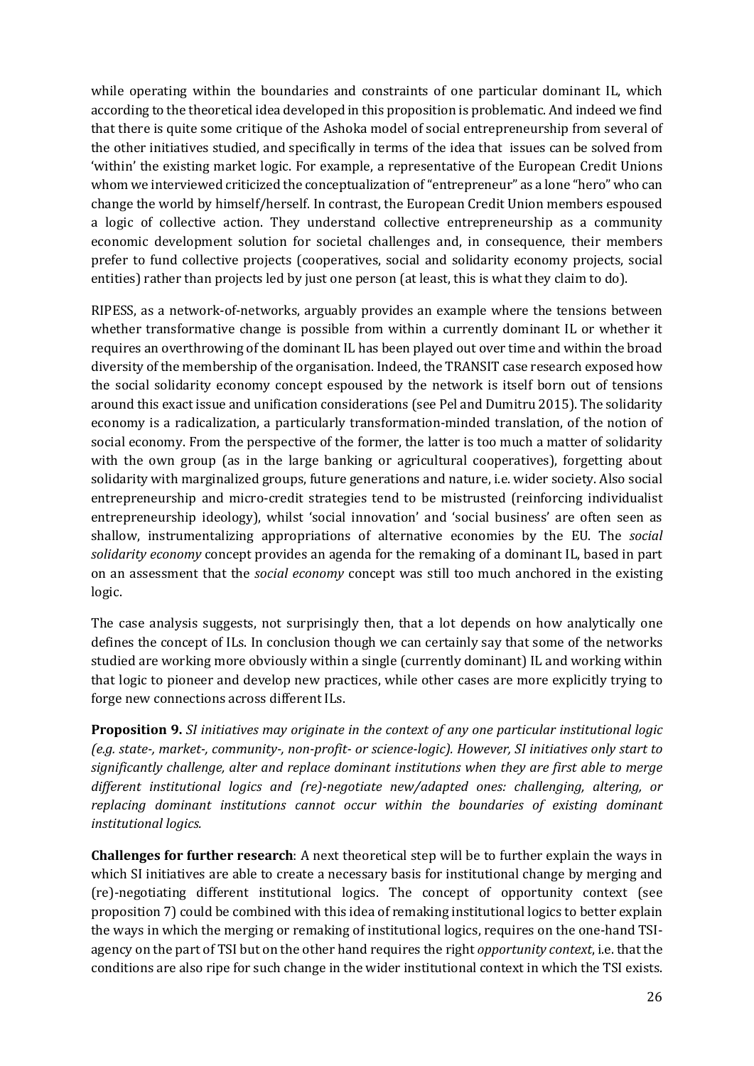while operating within the boundaries and constraints of one particular dominant IL, which according to the theoretical idea developed in this proposition is problematic. And indeed we find that there is quite some critique of the Ashoka model of social entrepreneurship from several of the other initiatives studied, and specifically in terms of the idea that issues can be solved from 'within' the existing market logic. For example, a representative of the European Credit Unions whom we interviewed criticized the conceptualization of "entrepreneur" as a lone "hero" who can change the world by himself/herself. In contrast, the European Credit Union members espoused a logic of collective action. They understand collective entrepreneurship as a community economic development solution for societal challenges and, in consequence, their members prefer to fund collective projects (cooperatives, social and solidarity economy projects, social entities) rather than projects led by just one person (at least, this is what they claim to do).

RIPESS, as a network-of-networks, arguably provides an example where the tensions between whether transformative change is possible from within a currently dominant IL or whether it requires an overthrowing of the dominant IL has been played out over time and within the broad diversity of the membership of the organisation. Indeed, the TRANSIT case research exposed how the social solidarity economy concept espoused by the network is itself born out of tensions around this exact issue and unification considerations (see Pel and Dumitru 2015). The solidarity economy is a radicalization, a particularly transformation-minded translation, of the notion of social economy. From the perspective of the former, the latter is too much a matter of solidarity with the own group (as in the large banking or agricultural cooperatives), forgetting about solidarity with marginalized groups, future generations and nature, i.e. wider society. Also social entrepreneurship and micro-credit strategies tend to be mistrusted (reinforcing individualist entrepreneurship ideology), whilst 'social innovation' and 'social business' are often seen as shallow, instrumentalizing appropriations of alternative economies by the EU. The *social solidarity economy* concept provides an agenda for the remaking of a dominant IL, based in part on an assessment that the *social economy* concept was still too much anchored in the existing logic.

The case analysis suggests, not surprisingly then, that a lot depends on how analytically one defines the concept of ILs. In conclusion though we can certainly say that some of the networks studied are working more obviously within a single (currently dominant) IL and working within that logic to pioneer and develop new practices, while other cases are more explicitly trying to forge new connections across different ILs.

**Proposition 9.** *SI initiatives may originate in the context of any one particular institutional logic (e.g. state-, market-, community-, non-profit- or science-logic). However, SI initiatives only start to significantly challenge, alter and replace dominant institutions when they are first able to merge different institutional logics and (re)-negotiate new/adapted ones: challenging, altering, or replacing dominant institutions cannot occur within the boundaries of existing dominant institutional logics.*

**Challenges for further research**: A next theoretical step will be to further explain the ways in which SI initiatives are able to create a necessary basis for institutional change by merging and (re)-negotiating different institutional logics. The concept of opportunity context (see proposition 7) could be combined with this idea of remaking institutional logics to better explain the ways in which the merging or remaking of institutional logics, requires on the one-hand TSI-agency on the part of TSI but on the other hand requires the right *opportunity context*, i.e. that the conditions are also ripe for such change in the wider institutional context in which the TSI exists.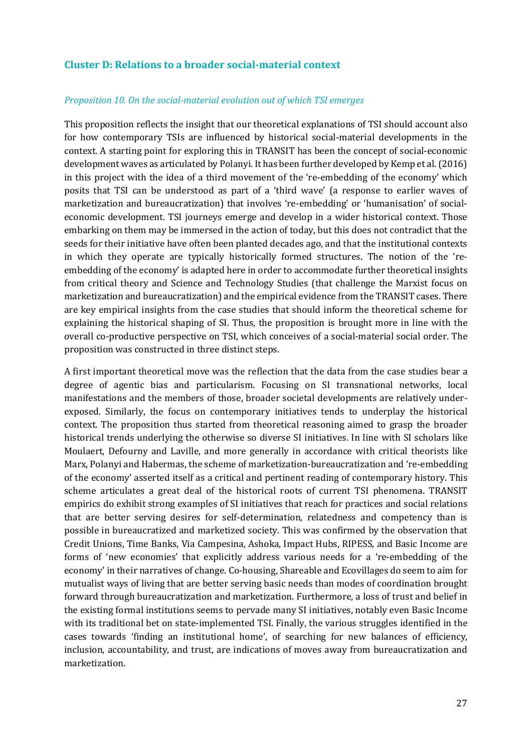## Cluster D: Relations to a broader social-material context

*Proposition 10. On the social-material evolution out of which TSI emerges*

This proposition reflects the insight that our theoretical explanations of TSI should account also for how contemporary TSIs are influenced by historical social-material developments in the context. A starting point for exploring this in TRANSIT has been the concept of social-economic development waves as articulated by Polanyi. It has been further developed by Kemp et al. (2016) in this project with the idea of a third movement of the 're-embedding of the economy' which posits that TSI can be understood as part of a 'third wave' (a response to earlier waves of marketization and bureaucratization) that involves 're-embedding' or 'humanisation' of social-economic development. TSI journeys emerge and develop in a wider historical context. Those embarking on them may be immersed in the action of today, but this does not contradict that the seeds for their initiative have often been planted decades ago, and that the institutional contexts in which they operate are typically historically formed structures. The notion of the 're-embedding of the economy' is adapted here in order to accommodate further theoretical insights from critical theory and Science and Technology Studies (that challenge the Marxist focus on marketization and bureaucratization) and the empirical evidence from the TRANSIT cases. There are key empirical insights from the case studies that should inform the theoretical scheme for explaining the historical shaping of SI. Thus, the proposition is brought more in line with the overall co-productive perspective on TSI, which conceives of a social-material social order. The proposition was constructed in three distinct steps.

A first important theoretical move was the reflection that the data from the case studies bear a degree of agentic bias and particularism. Focusing on SI transnational networks, local manifestations and the members of those, broader societal developments are relatively under-exposed. Similarly, the focus on contemporary initiatives tends to underplay the historical context. The proposition thus started from theoretical reasoning aimed to grasp the broader historical trends underlying the otherwise so diverse SI initiatives. In line with SI scholars like Moulaert, Defourny and Laville, and more generally in accordance with critical theorists like Marx, Polanyi and Habermas, the scheme of marketization-bureaucratization and 're-embedding of the economy' asserted itself as a critical and pertinent reading of contemporary history. This scheme articulates a great deal of the historical roots of current TSI phenomena. TRANSIT empirics do exhibit strong examples of SI initiatives that reach for practices and social relations that are better serving desires for self-determination, relatedness and competency than is possible in bureaucratized and marketized society. This was confirmed by the observation that Credit Unions, Time Banks, Via Campesina, Ashoka, Impact Hubs, RIPESS, and Basic Income are forms of 'new economies' that explicitly address various needs for a 're-embedding of the economy' in their narratives of change. Co-housing, Shareable and Ecovillages do seem to aim for mutualist ways of living that are better serving basic needs than modes of coordination brought forward through bureaucratization and marketization. Furthermore, a loss of trust and belief in the existing formal institutions seems to pervade many SI initiatives, notably even Basic Income with its traditional bet on state-implemented TSI. Finally, the various struggles identified in the cases towards 'finding an institutional home', of searching for new balances of efficiency, inclusion, accountability, and trust, are indications of moves away from bureaucratization and marketization.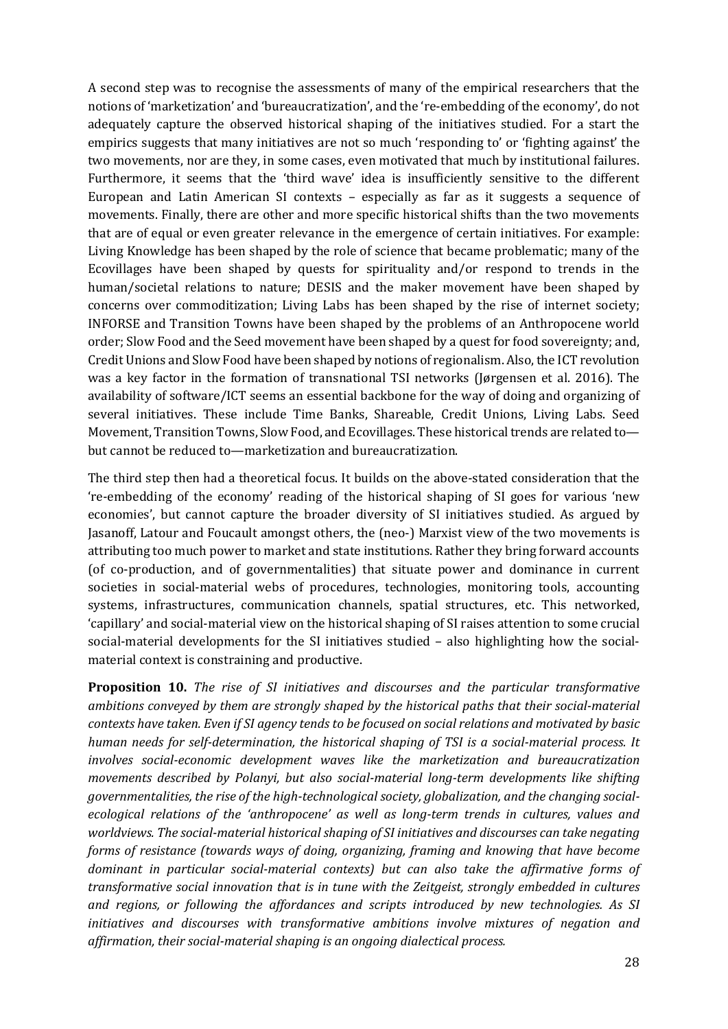A second step was to recognise the assessments of many of the empirical researchers that the notions of 'marketization' and 'bureaucratization', and the 're-embedding of the economy', do not adequately capture the observed historical shaping of the initiatives studied. For a start the empirics suggests that many initiatives are not so much 'responding to' or 'fighting against' the two movements, nor are they, in some cases, even motivated that much by institutional failures. Furthermore, it seems that the 'third wave' idea is insufficiently sensitive to the different European and Latin American SI contexts – especially as far as it suggests a sequence of movements. Finally, there are other and more specific historical shifts than the two movements that are of equal or even greater relevance in the emergence of certain initiatives. For example: Living Knowledge has been shaped by the role of science that became problematic; many of the Ecovillages have been shaped by quests for spirituality and/or respond to trends in the human/societal relations to nature; DESIS and the maker movement have been shaped by concerns over commoditization; Living Labs has been shaped by the rise of internet society; INFORSE and Transition Towns have been shaped by the problems of an Anthropocene world order; Slow Food and the Seed movement have been shaped by a quest for food sovereignty; and, Credit Unions and Slow Food have been shaped by notions of regionalism. Also, the ICT revolution was a key factor in the formation of transnational TSI networks (Jørgensen et al. 2016). The availability of software/ICT seems an essential backbone for the way of doing and organizing of several initiatives. These include Time Banks, Shareable, Credit Unions, Living Labs. Seed Movement, Transition Towns, Slow Food, and Ecovillages. These historical trends are related to—but cannot be reduced to—marketization and bureaucratization.

The third step then had a theoretical focus. It builds on the above-stated consideration that the 're-embedding of the economy' reading of the historical shaping of SI goes for various 'new economies', but cannot capture the broader diversity of SI initiatives studied. As argued by Jasanoff, Latour and Foucault amongst others, the (neo-) Marxist view of the two movements is attributing too much power to market and state institutions. Rather they bring forward accounts (of co-production, and of governmentalities) that situate power and dominance in current societies in social-material webs of procedures, technologies, monitoring tools, accounting systems, infrastructures, communication channels, spatial structures, etc. This networked, 'capillary' and social-material view on the historical shaping of SI raises attention to some crucial social-material developments for the SI initiatives studied – also highlighting how the social-material context is constraining and productive.

**Proposition 10.** *The rise of SI initiatives and discourses and the particular transformative ambitions conveyed by them are strongly shaped by the historical paths that their social-material contexts have taken. Even if SI agency tends to be focused on social relations and motivated by basic human needs for self-determination, the historical shaping of TSI is a social-material process. It involves social-economic development waves like the marketization and bureaucratization movements described by Polanyi, but also social-material long-term developments like shifting governmentalities, the rise of the high-technological society, globalization, and the changing social-ecological relations of the 'anthropocene' as well as long-term trends in cultures, values and worldviews. The social-material historical shaping of SI initiatives and discourses can take negating forms of resistance (towards ways of doing, organizing, framing and knowing that have become dominant in particular social-material contexts) but can also take the affirmative forms of transformative social innovation that is in tune with the Zeitgeist, strongly embedded in cultures and regions, or following the affordances and scripts introduced by new technologies. As SI initiatives and discourses with transformative ambitions involve mixtures of negation and affirmation, their social-material shaping is an ongoing dialectical process.*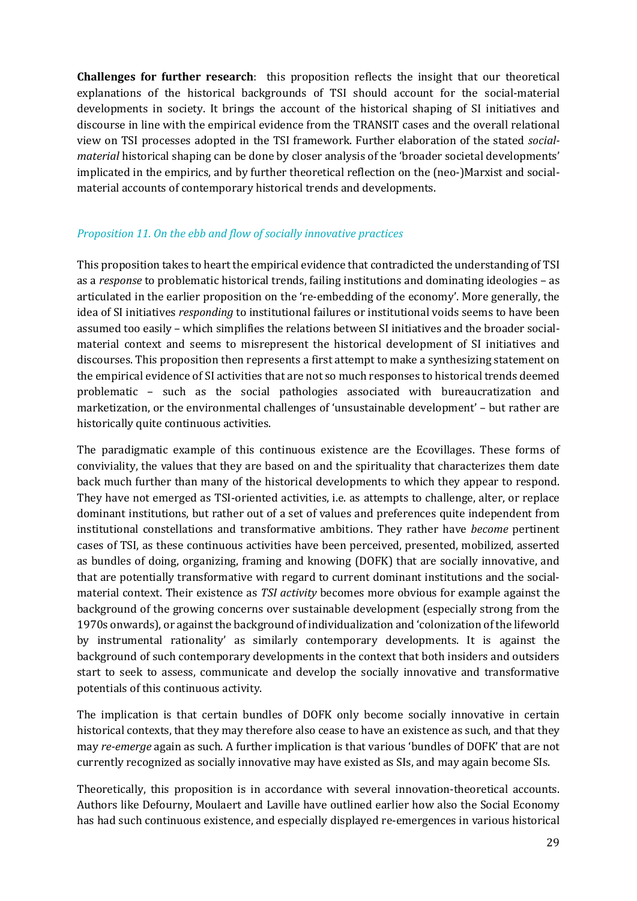**Challenges for further research**: this proposition reflects the insight that our theoretical explanations of the historical backgrounds of TSI should account for the social-material developments in society. It brings the account of the historical shaping of SI initiatives and discourse in line with the empirical evidence from the TRANSIT cases and the overall relational view on TSI processes adopted in the TSI framework. Further elaboration of the stated *social-material* historical shaping can be done by closer analysis of the 'broader societal developments' implicated in the empirics, and by further theoretical reflection on the (neo-)Marxist and social-material accounts of contemporary historical trends and developments.

### *Proposition 11. On the ebb and flow of socially innovative practices*

This proposition takes to heart the empirical evidence that contradicted the understanding of TSI as a *response* to problematic historical trends, failing institutions and dominating ideologies – as articulated in the earlier proposition on the 're-embedding of the economy'. More generally, the idea of SI initiatives *responding* to institutional failures or institutional voids seems to have been assumed too easily – which simplifies the relations between SI initiatives and the broader social-material context and seems to misrepresent the historical development of SI initiatives and discourses. This proposition then represents a first attempt to make a synthesizing statement on the empirical evidence of SI activities that are not so much responses to historical trends deemed problematic – such as the social pathologies associated with bureaucratization and marketization, or the environmental challenges of 'unsustainable development' – but rather are historically quite continuous activities.

The paradigmatic example of this continuous existence are the Ecovillages. These forms of conviviality, the values that they are based on and the spirituality that characterizes them date back much further than many of the historical developments to which they appear to respond. They have not emerged as TSI-oriented activities, i.e. as attempts to challenge, alter, or replace dominant institutions, but rather out of a set of values and preferences quite independent from institutional constellations and transformative ambitions. They rather have *become* pertinent cases of TSI, as these continuous activities have been perceived, presented, mobilized, asserted as bundles of doing, organizing, framing and knowing (DOFK) that are socially innovative, and that are potentially transformative with regard to current dominant institutions and the social-material context. Their existence as *TSI activity* becomes more obvious for example against the background of the growing concerns over sustainable development (especially strong from the 1970s onwards), or against the background of individualization and 'colonization of the lifeworld by instrumental rationality' as similarly contemporary developments. It is against the background of such contemporary developments in the context that both insiders and outsiders start to seek to assess, communicate and develop the socially innovative and transformative potentials of this continuous activity.

The implication is that certain bundles of DOFK only become socially innovative in certain historical contexts, that they may therefore also cease to have an existence as such, and that they may *re-emerge* again as such. A further implication is that various 'bundles of DOFK' that are not currently recognized as socially innovative may have existed as SIs, and may again become SIs.

Theoretically, this proposition is in accordance with several innovation-theoretical accounts. Authors like Defourny, Moulaert and Laville have outlined earlier how also the Social Economy has had such continuous existence, and especially displayed re-emergences in various historical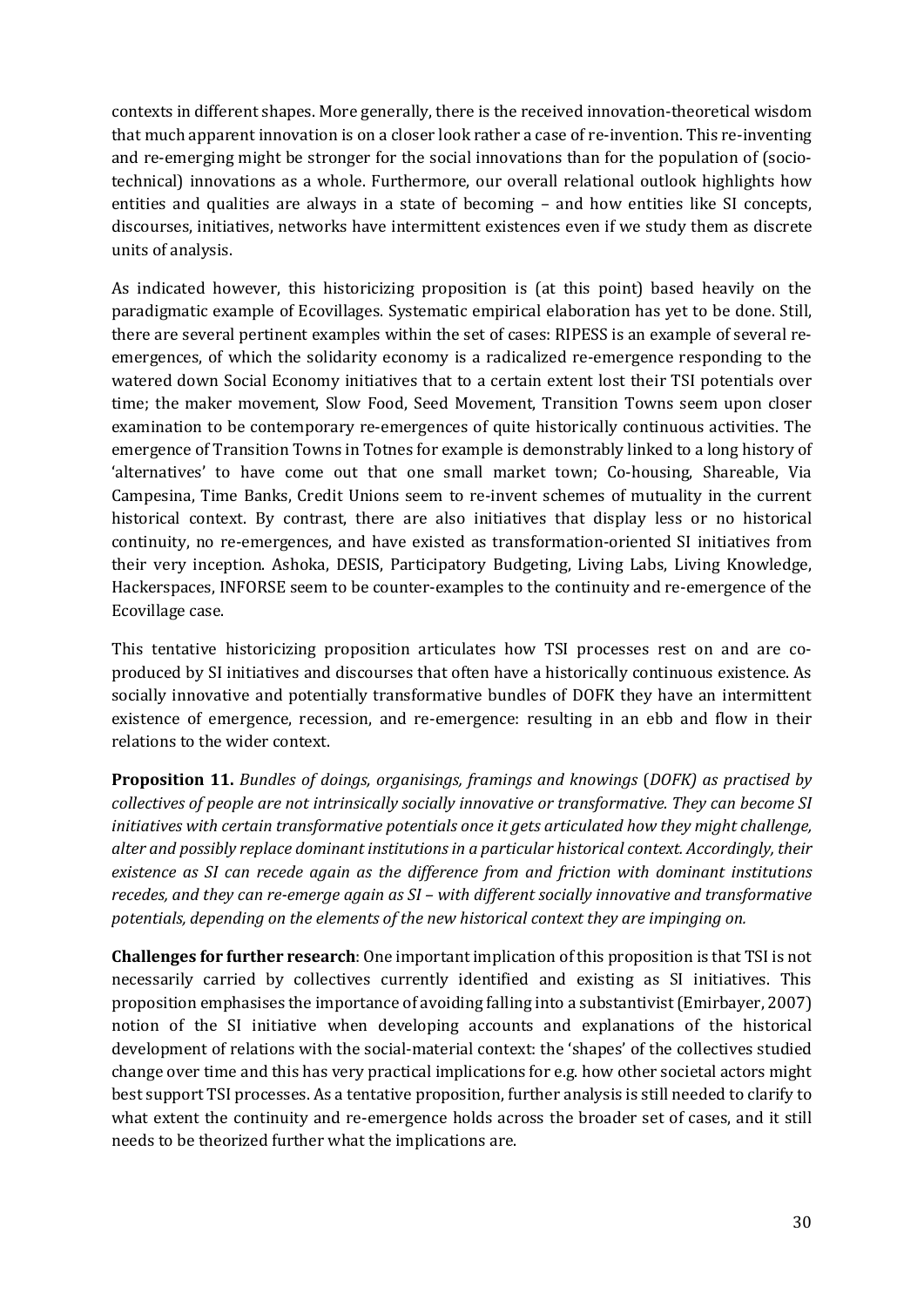contexts in different shapes. More generally, there is the received innovation-theoretical wisdom that much apparent innovation is on a closer look rather a case of re-invention. This re-inventing and re-emerging might be stronger for the social innovations than for the population of (socio-technical) innovations as a whole. Furthermore, our overall relational outlook highlights how entities and qualities are always in a state of becoming – and how entities like SI concepts, discourses, initiatives, networks have intermittent existences even if we study them as discrete units of analysis.

As indicated however, this historicizing proposition is (at this point) based heavily on the paradigmatic example of Ecovillages. Systematic empirical elaboration has yet to be done. Still, there are several pertinent examples within the set of cases: RIPESS is an example of several re-emergences, of which the solidarity economy is a radicalized re-emergence responding to the watered down Social Economy initiatives that to a certain extent lost their TSI potentials over time; the maker movement, Slow Food, Seed Movement, Transition Towns seem upon closer examination to be contemporary re-emergences of quite historically continuous activities. The emergence of Transition Towns in Totnes for example is demonstrably linked to a long history of 'alternatives' to have come out that one small market town; Co-housing, Shareable, Via Campesina, Time Banks, Credit Unions seem to re-invent schemes of mutuality in the current historical context. By contrast, there are also initiatives that display less or no historical continuity, no re-emergences, and have existed as transformation-oriented SI initiatives from their very inception. Ashoka, DESIS, Participatory Budgeting, Living Labs, Living Knowledge, Hackerspaces, INFORSE seem to be counter-examples to the continuity and re-emergence of the Ecovillage case.

This tentative historicizing proposition articulates how TSI processes rest on and are co-produced by SI initiatives and discourses that often have a historically continuous existence. As socially innovative and potentially transformative bundles of DOFK they have an intermittent existence of emergence, recession, and re-emergence: resulting in an ebb and flow in their relations to the wider context.

**Proposition 11.** *Bundles of doings, organisings, framings and knowings (DOFK) as practised by collectives of people are not intrinsically socially innovative or transformative. They can become SI initiatives with certain transformative potentials once it gets articulated how they might challenge, alter and possibly replace dominant institutions in a particular historical context. Accordingly, their existence as SI can recede again as the difference from and friction with dominant institutions recedes, and they can re-emerge again as SI – with different socially innovative and transformative potentials, depending on the elements of the new historical context they are impinging on.*

**Challenges for further research**: One important implication of this proposition is that TSI is not necessarily carried by collectives currently identified and existing as SI initiatives. This proposition emphasises the importance of avoiding falling into a substantivist (Emirbayer, 2007) notion of the SI initiative when developing accounts and explanations of the historical development of relations with the social-material context: the 'shapes' of the collectives studied change over time and this has very practical implications for e.g. how other societal actors might best support TSI processes. As a tentative proposition, further analysis is still needed to clarify to what extent the continuity and re-emergence holds across the broader set of cases, and it still needs to be theorized further what the implications are.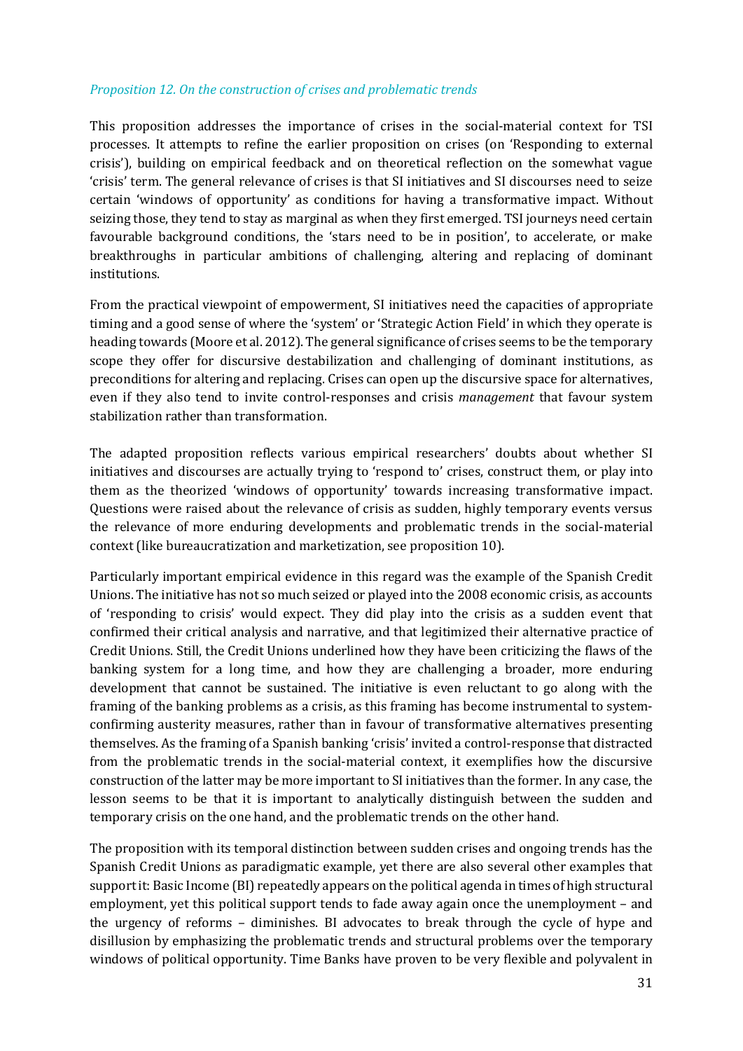### *Proposition 12. On the construction of crises and problematic trends*

This proposition addresses the importance of crises in the social-material context for TSI processes. It attempts to refine the earlier proposition on crises (on 'Responding to external crisis'), building on empirical feedback and on theoretical reflection on the somewhat vague 'crisis' term. The general relevance of crises is that SI initiatives and SI discourses need to seize certain 'windows of opportunity' as conditions for having a transformative impact. Without seizing those, they tend to stay as marginal as when they first emerged. TSI journeys need certain favourable background conditions, the 'stars need to be in position', to accelerate, or make breakthroughs in particular ambitions of challenging, altering and replacing of dominant institutions.

From the practical viewpoint of empowerment, SI initiatives need the capacities of appropriate timing and a good sense of where the 'system' or 'Strategic Action Field' in which they operate is heading towards (Moore et al. 2012). The general significance of crises seems to be the temporary scope they offer for discursive destabilization and challenging of dominant institutions, as preconditions for altering and replacing. Crises can open up the discursive space for alternatives, even if they also tend to invite control-responses and crisis *management* that favour system stabilization rather than transformation.

The adapted proposition reflects various empirical researchers' doubts about whether SI initiatives and discourses are actually trying to 'respond to' crises, construct them, or play into them as the theorized 'windows of opportunity' towards increasing transformative impact. Questions were raised about the relevance of crisis as sudden, highly temporary events versus the relevance of more enduring developments and problematic trends in the social-material context (like bureaucratization and marketization, see proposition 10).

Particularly important empirical evidence in this regard was the example of the Spanish Credit Unions. The initiative has not so much seized or played into the 2008 economic crisis, as accounts of 'responding to crisis' would expect. They did play into the crisis as a sudden event that confirmed their critical analysis and narrative, and that legitimized their alternative practice of Credit Unions. Still, the Credit Unions underlined how they have been criticizing the flaws of the banking system for a long time, and how they are challenging a broader, more enduring development that cannot be sustained. The initiative is even reluctant to go along with the framing of the banking problems as a crisis, as this framing has become instrumental to system-confirming austerity measures, rather than in favour of transformative alternatives presenting themselves. As the framing of a Spanish banking 'crisis' invited a control-response that distracted from the problematic trends in the social-material context, it exemplifies how the discursive construction of the latter may be more important to SI initiatives than the former. In any case, the lesson seems to be that it is important to analytically distinguish between the sudden and temporary crisis on the one hand, and the problematic trends on the other hand.

The proposition with its temporal distinction between sudden crises and ongoing trends has the Spanish Credit Unions as paradigmatic example, yet there are also several other examples that support it: Basic Income (BI) repeatedly appears on the political agenda in times of high structural employment, yet this political support tends to fade away again once the unemployment – and the urgency of reforms – diminishes. BI advocates to break through the cycle of hype and disillusion by emphasizing the problematic trends and structural problems over the temporary windows of political opportunity. Time Banks have proven to be very flexible and polyvalent in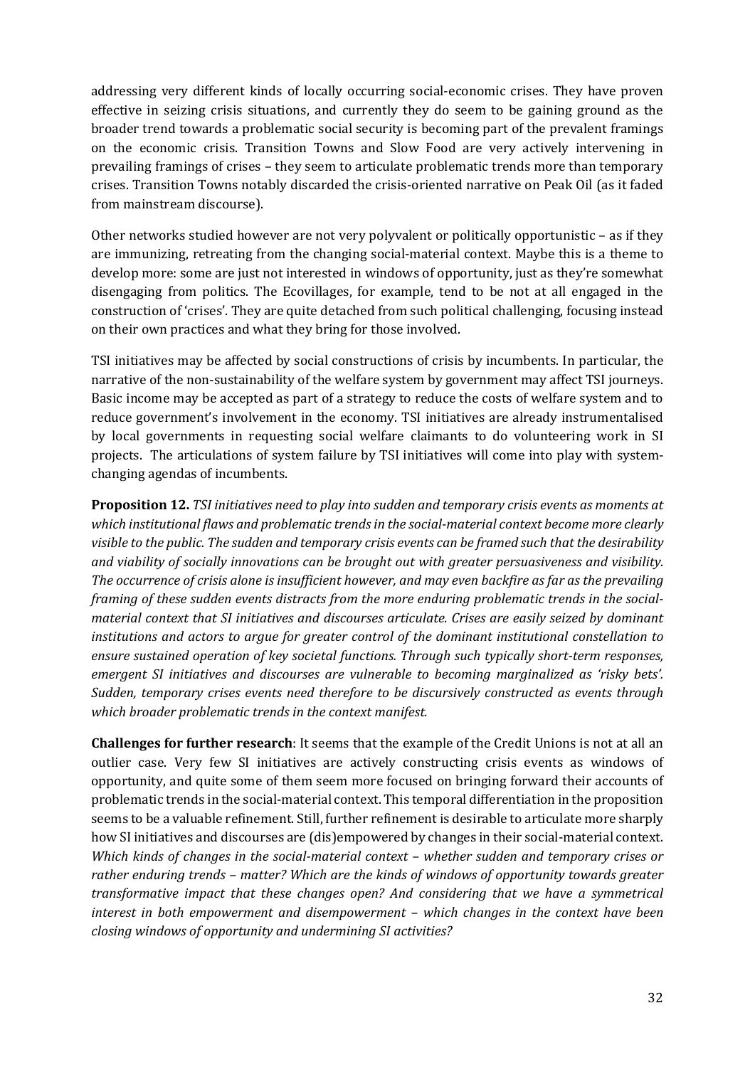addressing very different kinds of locally occurring social-economic crises. They have proven effective in seizing crisis situations, and currently they do seem to be gaining ground as the broader trend towards a problematic social security is becoming part of the prevalent framings on the economic crisis. Transition Towns and Slow Food are very actively intervening in prevailing framings of crises – they seem to articulate problematic trends more than temporary crises. Transition Towns notably discarded the crisis-oriented narrative on Peak Oil (as it faded from mainstream discourse).

Other networks studied however are not very polyvalent or politically opportunistic – as if they are immunizing, retreating from the changing social-material context. Maybe this is a theme to develop more: some are just not interested in windows of opportunity, just as they're somewhat disengaging from politics. The Ecovillages, for example, tend to be not at all engaged in the construction of 'crises'. They are quite detached from such political challenging, focusing instead on their own practices and what they bring for those involved.

TSI initiatives may be affected by social constructions of crisis by incumbents. In particular, the narrative of the non-sustainability of the welfare system by government may affect TSI journeys. Basic income may be accepted as part of a strategy to reduce the costs of welfare system and to reduce government's involvement in the economy. TSI initiatives are already instrumentalised by local governments in requesting social welfare claimants to do volunteering work in SI projects. The articulations of system failure by TSI initiatives will come into play with system-changing agendas of incumbents.

**Proposition 12.** *TSI initiatives need to play into sudden and temporary crisis events as moments at which institutional flaws and problematic trends in the social-material context become more clearly visible to the public. The sudden and temporary crisis events can be framed such that the desirability and viability of socially innovations can be brought out with greater persuasiveness and visibility. The occurrence of crisis alone is insufficient however, and may even backfire as far as the prevailing framing of these sudden events distracts from the more enduring problematic trends in the social-material context that SI initiatives and discourses articulate. Crises are easily seized by dominant institutions and actors to argue for greater control of the dominant institutional constellation to ensure sustained operation of key societal functions. Through such typically short-term responses, emergent SI initiatives and discourses are vulnerable to becoming marginalized as 'risky bets'. Sudden, temporary crises events need therefore to be discursively constructed as events through which broader problematic trends in the context manifest.*

**Challenges for further research**: It seems that the example of the Credit Unions is not at all an outlier case. Very few SI initiatives are actively constructing crisis events as windows of opportunity, and quite some of them seem more focused on bringing forward their accounts of problematic trends in the social-material context. This temporal differentiation in the proposition seems to be a valuable refinement. Still, further refinement is desirable to articulate more sharply how SI initiatives and discourses are (dis)empowered by changes in their social-material context. *Which kinds of changes in the social-material context – whether sudden and temporary crises or rather enduring trends – matter? Which are the kinds of windows of opportunity towards greater transformative impact that these changes open? And considering that we have a symmetrical interest in both empowerment and disempowerment – which changes in the context have been closing windows of opportunity and undermining SI activities?*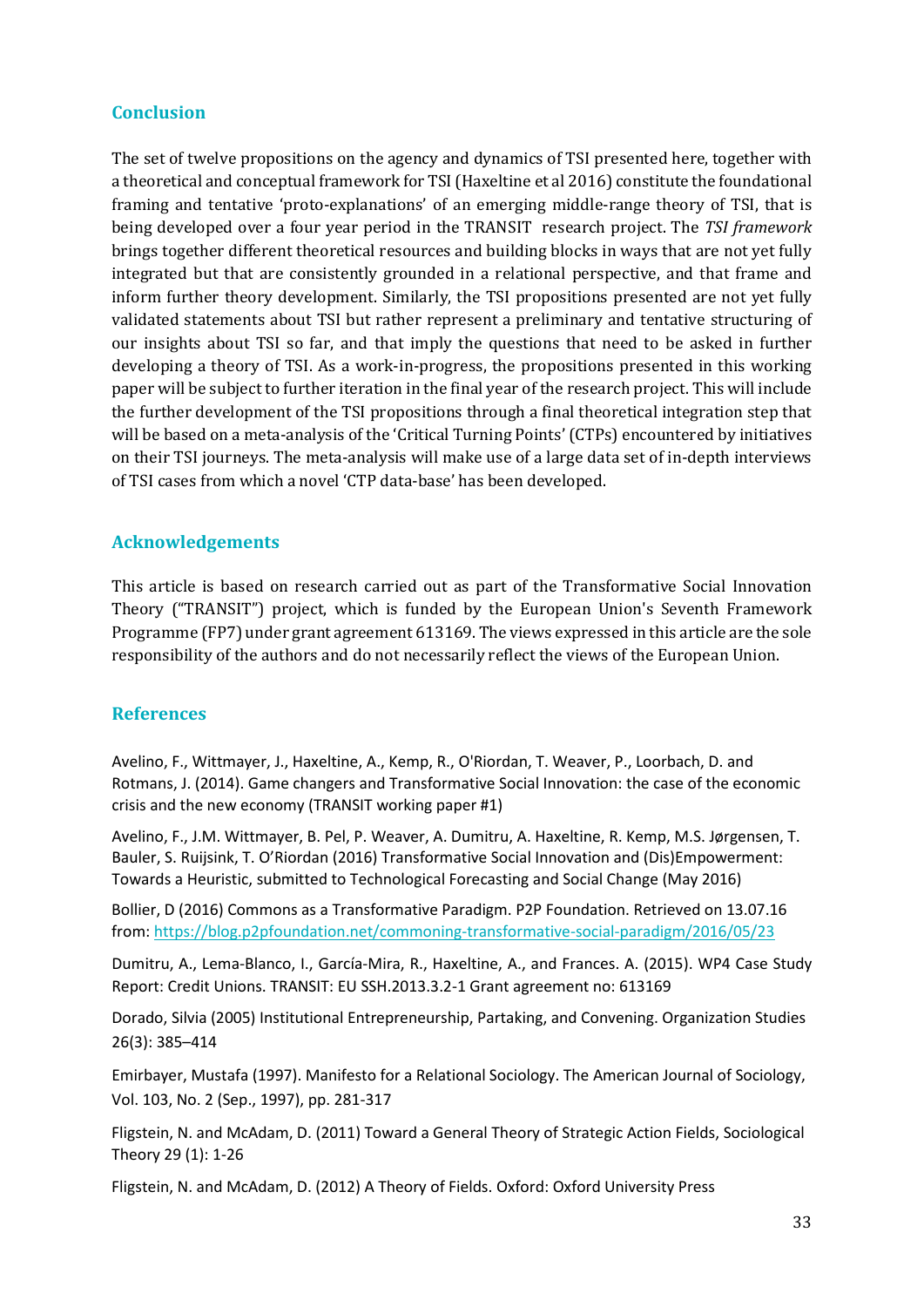## Conclusion

The set of twelve propositions on the agency and dynamics of TSI presented here, together with a theoretical and conceptual framework for TSI (Haxeltine et al 2016) constitute the foundational framing and tentative 'proto-explanations' of an emerging middle-range theory of TSI, that is being developed over a four year period in the TRANSIT research project. The *TSI framework* brings together different theoretical resources and building blocks in ways that are not yet fully integrated but that are consistently grounded in a relational perspective, and that frame and inform further theory development. Similarly, the TSI propositions presented are not yet fully validated statements about TSI but rather represent a preliminary and tentative structuring of our insights about TSI so far, and that imply the questions that need to be asked in further developing a theory of TSI. As a work-in-progress, the propositions presented in this working paper will be subject to further iteration in the final year of the research project. This will include the further development of the TSI propositions through a final theoretical integration step that will be based on a meta-analysis of the 'Critical Turning Points' (CTPs) encountered by initiatives on their TSI journeys. The meta-analysis will make use of a large data set of in-depth interviews of TSI cases from which a novel 'CTP data-base' has been developed.

## Acknowledgements

This article is based on research carried out as part of the Transformative Social Innovation Theory ("TRANSIT") project, which is funded by the European Union's Seventh Framework Programme (FP7) under grant agreement 613169. The views expressed in this article are the sole responsibility of the authors and do not necessarily reflect the views of the European Union.

## References

Avelino, F., Wittmayer, J., Haxeltine, A., Kemp, R., O'Riordan, T. Weaver, P., Loorbach, D. and Rotmans, J. (2014). Game changers and Transformative Social Innovation: the case of the economic crisis and the new economy (TRANSIT working paper #1)

Avelino, F., J.M. Wittmayer, B. Pel, P. Weaver, A. Dumitru, A. Haxeltine, R. Kemp, M.S. Jørgensen, T. Bauler, S. Ruijsink, T. O'Riordan (2016) Transformative Social Innovation and (Dis)Empowerment: Towards a Heuristic, submitted to Technological Forecasting and Social Change (May 2016)

Bollier, D (2016) Commons as a Transformative Paradigm. P2P Foundation. Retrieved on 13.07.16 from: https://blog.p2pfoundation.net/commoning-transformative-social-paradigm/2016/05/23

Dumitru, A., Lema-Blanco, I., García-Mira, R., Haxeltine, A., and Frances. A. (2015). WP4 Case Study Report: Credit Unions. TRANSIT: EU SSH.2013.3.2-1 Grant agreement no: 613169

Dorado, Silvia (2005) Institutional Entrepreneurship, Partaking, and Convening. Organization Studies 26(3): 385–414

Emirbayer, Mustafa (1997). Manifesto for a Relational Sociology. The American Journal of Sociology, Vol. 103, No. 2 (Sep., 1997), pp. 281-317

Fligstein, N. and McAdam, D. (2011) Toward a General Theory of Strategic Action Fields, Sociological Theory 29 (1): 1-26

Fligstein, N. and McAdam, D. (2012) A Theory of Fields. Oxford: Oxford University Press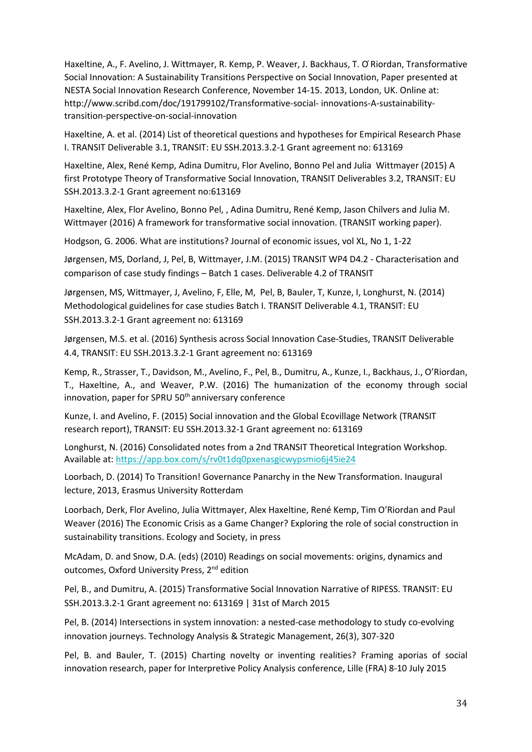Haxeltine, A., F. Avelino, J. Wittmayer, R. Kemp, P. Weaver, J. Backhaus, T. O̓ Riordan, Transformative Social Innovation: A Sustainability Transitions Perspective on Social Innovation, Paper presented at NESTA Social Innovation Research Conference, November 14-15. 2013, London, UK. Online at: http://www.scribd.com/doc/191799102/Transformative-social- innovations-A-sustainability-transition-perspective-on-social-innovation

Haxeltine, A. et al. (2014) List of theoretical questions and hypotheses for Empirical Research Phase I. TRANSIT Deliverable 3.1, TRANSIT: EU SSH.2013.3.2-1 Grant agreement no: 613169

Haxeltine, Alex, René Kemp, Adina Dumitru, Flor Avelino, Bonno Pel and Julia Wittmayer (2015) A first Prototype Theory of Transformative Social Innovation, TRANSIT Deliverables 3.2, TRANSIT: EU SSH.2013.3.2-1 Grant agreement no:613169

Haxeltine, Alex, Flor Avelino, Bonno Pel, , Adina Dumitru, René Kemp, Jason Chilvers and Julia M. Wittmayer (2016) A framework for transformative social innovation. (TRANSIT working paper).

Hodgson, G. 2006. What are institutions? Journal of economic issues, vol XL, No 1, 1-22

Jørgensen, MS, Dorland, J, Pel, B, Wittmayer, J.M. (2015) TRANSIT WP4 D4.2 - Characterisation and comparison of case study findings – Batch 1 cases. Deliverable 4.2 of TRANSIT

Jørgensen, MS, Wittmayer, J, Avelino, F, Elle, M, Pel, B, Bauler, T, Kunze, I, Longhurst, N. (2014) Methodological guidelines for case studies Batch I. TRANSIT Deliverable 4.1, TRANSIT: EU SSH.2013.3.2-1 Grant agreement no: 613169

Jørgensen, M.S. et al. (2016) Synthesis across Social Innovation Case-Studies, TRANSIT Deliverable 4.4, TRANSIT: EU SSH.2013.3.2-1 Grant agreement no: 613169

Kemp, R., Strasser, T., Davidson, M., Avelino, F., Pel, B., Dumitru, A., Kunze, I., Backhaus, J., O'Riordan, T., Haxeltine, A., and Weaver, P.W. (2016) The humanization of the economy through social innovation, paper for SPRU 50th anniversary conference

Kunze, I. and Avelino, F. (2015) Social innovation and the Global Ecovillage Network (TRANSIT research report), TRANSIT: EU SSH.2013.32-1 Grant agreement no: 613169

Longhurst, N. (2016) Consolidated notes from a 2nd TRANSIT Theoretical Integration Workshop. Available at: https://app.box.com/s/rv0t1dq0pxenasgicwypsmio6j45ie24

Loorbach, D. (2014) To Transition! Governance Panarchy in the New Transformation. Inaugural lecture, 2013, Erasmus University Rotterdam

Loorbach, Derk, Flor Avelino, Julia Wittmayer, Alex Haxeltine, René Kemp, Tim O'Riordan and Paul Weaver (2016) The Economic Crisis as a Game Changer? Exploring the role of social construction in sustainability transitions. Ecology and Society, in press

McAdam, D. and Snow, D.A. (eds) (2010) Readings on social movements: origins, dynamics and outcomes, Oxford University Press, 2nd edition

Pel, B., and Dumitru, A. (2015) Transformative Social Innovation Narrative of RIPESS. TRANSIT: EU SSH.2013.3.2-1 Grant agreement no: 613169 | 31st of March 2015

Pel, B. (2014) Intersections in system innovation: a nested-case methodology to study co-evolving innovation journeys. Technology Analysis & Strategic Management, 26(3), 307-320

Pel, B. and Bauler, T. (2015) Charting novelty or inventing realities? Framing aporias of social innovation research, paper for Interpretive Policy Analysis conference, Lille (FRA) 8-10 July 2015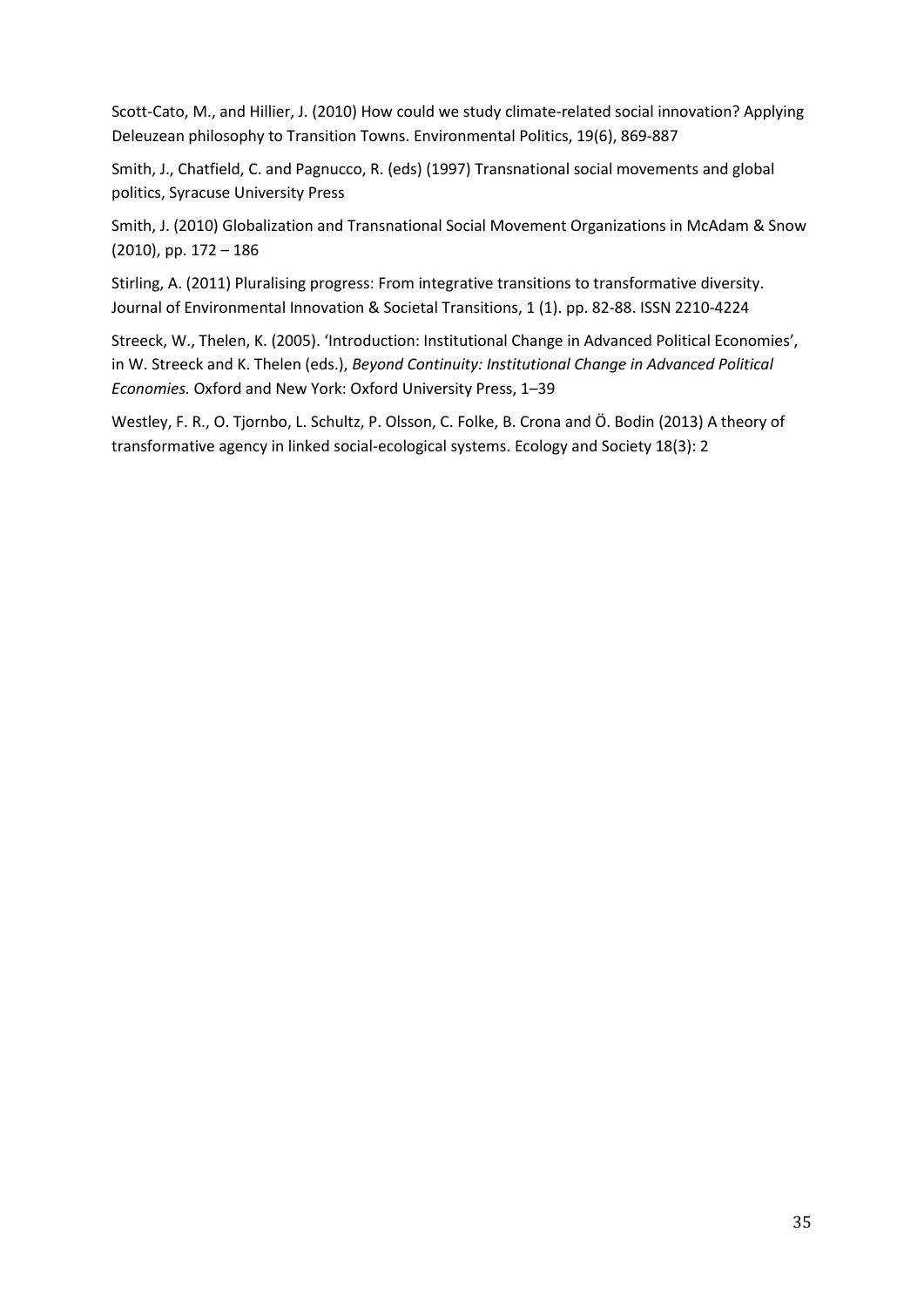Scott-Cato, M., and Hillier, J. (2010) How could we study climate-related social innovation? Applying Deleuzean philosophy to Transition Towns. Environmental Politics, 19(6), 869-887

Smith, J., Chatfield, C. and Pagnucco, R. (eds) (1997) Transnational social movements and global politics, Syracuse University Press

Smith, J. (2010) Globalization and Transnational Social Movement Organizations in McAdam & Snow (2010), pp. 172 – 186

Stirling, A. (2011) Pluralising progress: From integrative transitions to transformative diversity. Journal of Environmental Innovation & Societal Transitions, 1 (1). pp. 82-88. ISSN 2210-4224

Streeck, W., Thelen, K. (2005). 'Introduction: Institutional Change in Advanced Political Economies', in W. Streeck and K. Thelen (eds.), *Beyond Continuity: Institutional Change in Advanced Political Economies.* Oxford and New York: Oxford University Press, 1–39

Westley, F. R., O. Tjornbo, L. Schultz, P. Olsson, C. Folke, B. Crona and Ö. Bodin (2013) A theory of transformative agency in linked social-ecological systems. Ecology and Society 18(3): 2